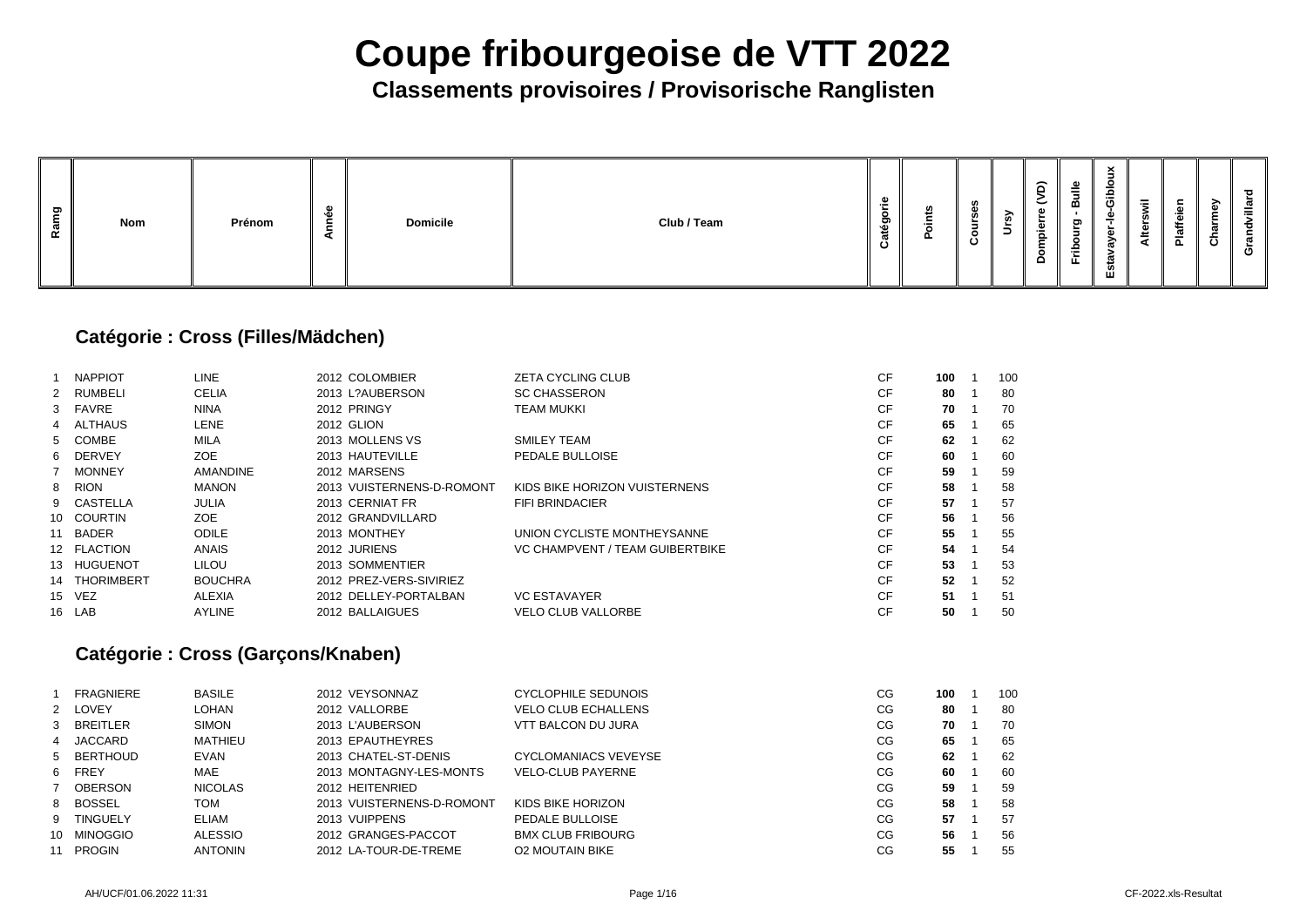# Coupe fribourgeoise de VTT 2022

## Classements provisoires / Provisorische Ranglisten

| Ramg | Nom | Prénom | Année | Domicile | Club / Team | Catégorie | Points | Courses | Ursy | Dompierre (VD) | Fribourg - Bulle | Estavayer-le-Gibloux | Alterswil | Plaffeien | Charmey | Grandvillard |
|---|---|---|---|---|---|---|---|---|---|---|---|---|---|---|---|---|

### Catégorie : Cross (Filles/Mädchen)

| Ramg | Nom | Prénom | Année | Domicile | Club / Team | Catégorie | Points | Courses | Ursy | Dompierre (VD) | Fribourg - Bulle | Estavayer-le-Gibloux | Alterswil | Plaffeien | Charmey | Grandvillard |
|---|---|---|---|---|---|---|---|---|---|---|---|---|---|---|---|---|
| 1 | NAPPIOT | LINE | 2012 | COLOMBIER | ZETA CYCLING CLUB | CF | **100** | 1 | 100 | | | | | | | |
| 2 | RUMBELI | CELIA | 2013 | L?AUBERSON | SC CHASSERON | CF | **80** | 1 | 80 | | | | | | | |
| 3 | FAVRE | NINA | 2012 | PRINGY | TEAM MUKKI | CF | **70** | 1 | 70 | | | | | | | |
| 4 | ALTHAUS | LENE | 2012 | GLION | | CF | **65** | 1 | 65 | | | | | | | |
| 5 | COMBE | MILA | 2013 | MOLLENS VS | SMILEY TEAM | CF | **62** | 1 | 62 | | | | | | | |
| 6 | DERVEY | ZOE | 2013 | HAUTEVILLE | PEDALE BULLOISE | CF | **60** | 1 | 60 | | | | | | | |
| 7 | MONNEY | AMANDINE | 2012 | MARSENS | | CF | **59** | 1 | 59 | | | | | | | |
| 8 | RION | MANON | 2013 | VUISTERNENS-D-ROMONT | KIDS BIKE HORIZON VUISTERNENS | CF | **58** | 1 | 58 | | | | | | | |
| 9 | CASTELLA | JULIA | 2013 | CERNIAT FR | FIFI BRINDACIER | CF | **57** | 1 | 57 | | | | | | | |
| 10 | COURTIN | ZOE | 2012 | GRANDVILLARD | | CF | **56** | 1 | 56 | | | | | | | |
| 11 | BADER | ODILE | 2013 | MONTHEY | UNION CYCLISTE MONTHEYSANNE | CF | **55** | 1 | 55 | | | | | | | |
| 12 | FLACTION | ANAIS | 2012 | JURIENS | VC CHAMPVENT / TEAM GUIBERTBIKE | CF | **54** | 1 | 54 | | | | | | | |
| 13 | HUGUENOT | LILOU | 2013 | SOMMENTIER | | CF | **53** | 1 | 53 | | | | | | | |
| 14 | THORIMBERT | BOUCHRA | 2012 | PREZ-VERS-SIVIRIEZ | | CF | **52** | 1 | 52 | | | | | | | |
| 15 | VEZ | ALEXIA | 2012 | DELLEY-PORTALBAN | VC ESTAVAYER | CF | **51** | 1 | 51 | | | | | | | |
| 16 | LAB | AYLINE | 2012 | BALLAIGUES | VELO CLUB VALLORBE | CF | **50** | 1 | 50 | | | | | | | |

### Catégorie : Cross (Garçons/Knaben)

| Ramg | Nom | Prénom | Année | Domicile | Club / Team | Catégorie | Points | Courses | Ursy | Dompierre (VD) | Fribourg - Bulle | Estavayer-le-Gibloux | Alterswil | Plaffeien | Charmey | Grandvillard |
|---|---|---|---|---|---|---|---|---|---|---|---|---|---|---|---|---|
| 1 | FRAGNIERE | BASILE | 2012 | VEYSONNAZ | CYCLOPHILE SEDUNOIS | CG | **100** | 1 | 100 | | | | | | | |
| 2 | LOVEY | LOHAN | 2012 | VALLORBE | VELO CLUB ECHALLENS | CG | **80** | 1 | 80 | | | | | | | |
| 3 | BREITLER | SIMON | 2013 | L'AUBERSON | VTT BALCON DU JURA | CG | **70** | 1 | 70 | | | | | | | |
| 4 | JACCARD | MATHIEU | 2013 | EPAUTHEYRES | | CG | **65** | 1 | 65 | | | | | | | |
| 5 | BERTHOUD | EVAN | 2013 | CHATEL-ST-DENIS | CYCLOMANIACS VEVEYSE | CG | **62** | 1 | 62 | | | | | | | |
| 6 | FREY | MAE | 2013 | MONTAGNY-LES-MONTS | VELO-CLUB PAYERNE | CG | **60** | 1 | 60 | | | | | | | |
| 7 | OBERSON | NICOLAS | 2012 | HEITENRIED | | CG | **59** | 1 | 59 | | | | | | | |
| 8 | BOSSEL | TOM | 2013 | VUISTERNENS-D-ROMONT | KIDS BIKE HORIZON | CG | **58** | 1 | 58 | | | | | | | |
| 9 | TINGUELY | ELIAM | 2013 | VUIPPENS | PEDALE BULLOISE | CG | **57** | 1 | 57 | | | | | | | |
| 10 | MINOGGIO | ALESSIO | 2012 | GRANGES-PACCOT | BMX CLUB FRIBOURG | CG | **56** | 1 | 56 | | | | | | | |
| 11 | PROGIN | ANTONIN | 2012 | LA-TOUR-DE-TREME | O2 MOUTAIN BIKE | CG | **55** | 1 | 55 | | | | | | | |

AH/UCF/01.06.2022 11:31 — CF-2022.xls-Resultat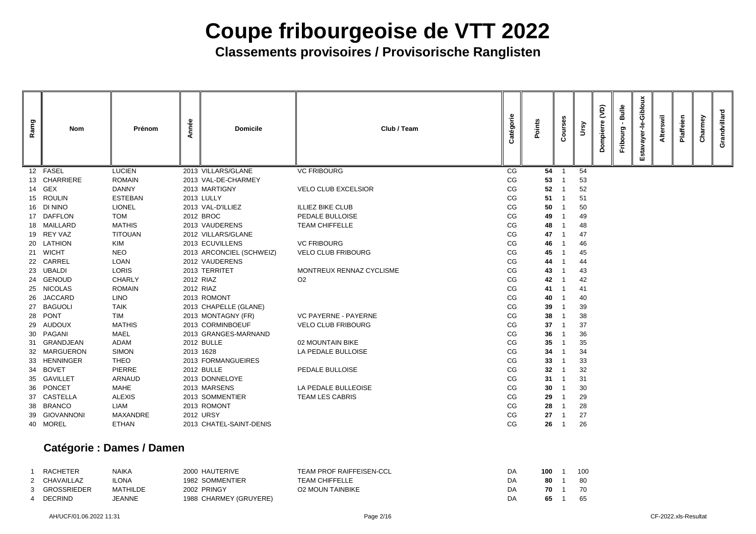# Coupe fribourgeoise de VTT 2022

## Classements provisoires / Provisorische Ranglisten

| Ramg | Nom | Prénom | Année | Domicile | Club / Team | Catégorie | Points | Courses | Ursy | Dompierre (VD) | Fribourg - Bulle | Estavayer-le-Gibloux | Alterswil | Plaffeien | Charmey | Grandvillard |
|---|---|---|---|---|---|---|---|---|---|---|---|---|---|---|---|---|
| 12 | FASEL | LUCIEN | 2013 | VILLARS/GLANE | VC FRIBOURG | CG | **54** | 1 | 54 | | | | | | | |
| 13 | CHARRIERE | ROMAIN | 2013 | VAL-DE-CHARMEY | | CG | **53** | 1 | 53 | | | | | | | |
| 14 | GEX | DANNY | 2013 | MARTIGNY | VELO CLUB EXCELSIOR | CG | **52** | 1 | 52 | | | | | | | |
| 15 | ROULIN | ESTEBAN | 2013 | LULLY | | CG | **51** | 1 | 51 | | | | | | | |
| 16 | DI NINO | LIONEL | 2013 | VAL-D'ILLIEZ | ILLIEZ BIKE CLUB | CG | **50** | 1 | 50 | | | | | | | |
| 17 | DAFFLON | TOM | 2012 | BROC | PEDALE BULLOISE | CG | **49** | 1 | 49 | | | | | | | |
| 18 | MAILLARD | MATHIS | 2013 | VAUDERENS | TEAM CHIFFELLE | CG | **48** | 1 | 48 | | | | | | | |
| 19 | REY VAZ | TITOUAN | 2012 | VILLARS/GLANE | | CG | **47** | 1 | 47 | | | | | | | |
| 20 | LATHION | KIM | 2013 | ECUVILLENS | VC FRIBOURG | CG | **46** | 1 | 46 | | | | | | | |
| 21 | WICHT | NEO | 2013 | ARCONCIEL (SCHWEIZ) | VELO CLUB FRIBOURG | CG | **45** | 1 | 45 | | | | | | | |
| 22 | CARREL | LOAN | 2012 | VAUDERENS | | CG | **44** | 1 | 44 | | | | | | | |
| 23 | UBALDI | LORIS | 2013 | TERRITET | MONTREUX RENNAZ CYCLISME | CG | **43** | 1 | 43 | | | | | | | |
| 24 | GENOUD | CHARLY | 2012 | RIAZ | O2 | CG | **42** | 1 | 42 | | | | | | | |
| 25 | NICOLAS | ROMAIN | 2012 | RIAZ | | CG | **41** | 1 | 41 | | | | | | | |
| 26 | JACCARD | LINO | 2013 | ROMONT | | CG | **40** | 1 | 40 | | | | | | | |
| 27 | BAGUOLI | TAIK | 2013 | CHAPELLE (GLANE) | | CG | **39** | 1 | 39 | | | | | | | |
| 28 | PONT | TIM | 2013 | MONTAGNY (FR) | VC PAYERNE - PAYERNE | CG | **38** | 1 | 38 | | | | | | | |
| 29 | AUDOUX | MATHIS | 2013 | CORMINBOEUF | VELO CLUB FRIBOURG | CG | **37** | 1 | 37 | | | | | | | |
| 30 | PAGANI | MAEL | 2013 | GRANGES-MARNAND | | CG | **36** | 1 | 36 | | | | | | | |
| 31 | GRANDJEAN | ADAM | 2012 | BULLE | 02 MOUNTAIN BIKE | CG | **35** | 1 | 35 | | | | | | | |
| 32 | MARGUERON | SIMON | 2013 | 1628 | LA PEDALE BULLOISE | CG | **34** | 1 | 34 | | | | | | | |
| 33 | HENNINGER | THEO | 2013 | FORMANGUEIRES | | CG | **33** | 1 | 33 | | | | | | | |
| 34 | BOVET | PIERRE | 2012 | BULLE | PEDALE BULLOISE | CG | **32** | 1 | 32 | | | | | | | |
| 35 | GAVILLET | ARNAUD | 2013 | DONNELOYE | | CG | **31** | 1 | 31 | | | | | | | |
| 36 | PONCET | MAHE | 2013 | MARSENS | LA PEDALE BULLEOISE | CG | **30** | 1 | 30 | | | | | | | |
| 37 | CASTELLA | ALEXIS | 2013 | SOMMENTIER | TEAM LES CABRIS | CG | **29** | 1 | 29 | | | | | | | |
| 38 | BRANCO | LIAM | 2013 | ROMONT | | CG | **28** | 1 | 28 | | | | | | | |
| 39 | GIOVANNONI | MAXANDRE | 2012 | URSY | | CG | **27** | 1 | 27 | | | | | | | |
| 40 | MOREL | ETHAN | 2013 | CHATEL-SAINT-DENIS | | CG | **26** | 1 | 26 | | | | | | | |

### Catégorie : Dames / Damen

| Ramg | Nom | Prénom | Année | Domicile | Club / Team | Catégorie | Points | Courses | Ursy | Dompierre (VD) | Fribourg - Bulle | Estavayer-le-Gibloux | Alterswil | Plaffeien | Charmey | Grandvillard |
|---|---|---|---|---|---|---|---|---|---|---|---|---|---|---|---|---|
| 1 | RACHETER | NAIKA | 2000 | HAUTERIVE | TEAM PROF RAIFFEISEN-CCL | DA | **100** | 1 | 100 | | | | | | | |
| 2 | CHAVAILLAZ | ILONA | 1982 | SOMMENTIER | TEAM CHIFFELLE | DA | **80** | 1 | 80 | | | | | | | |
| 3 | GROSSRIEDER | MATHILDE | 2002 | PRINGY | O2 MOUN TAINBIKE | DA | **70** | 1 | 70 | | | | | | | |
| 4 | DECRIND | JEANNE | 1988 | CHARMEY (GRUYERE) | | DA | **65** | 1 | 65 | | | | | | | |

AH/UCF/01.06.2022 11:31 CF-2022.xls-Resultat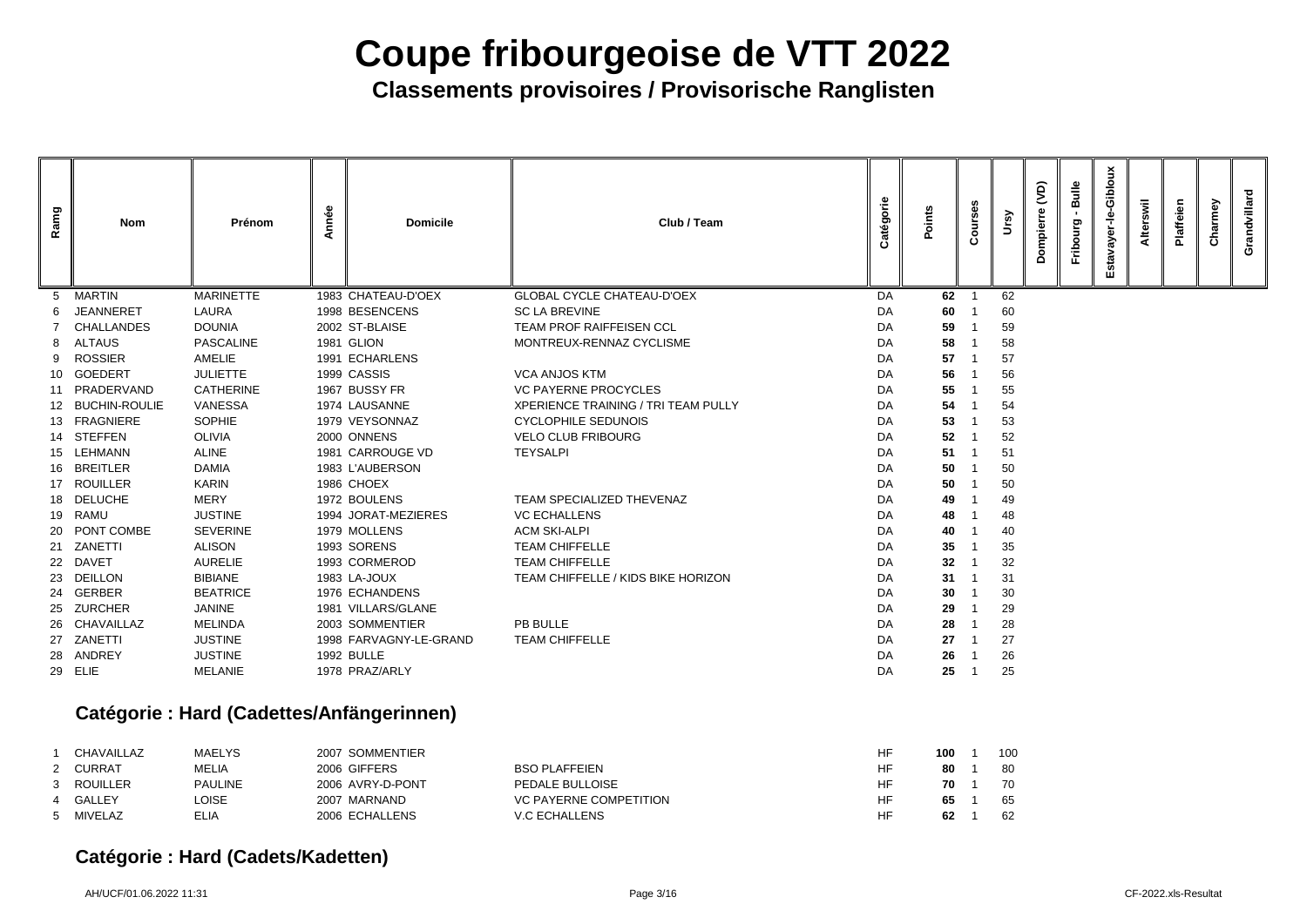# Coupe fribourgeoise de VTT 2022

## Classements provisoires / Provisorische Ranglisten

| Ramg | Nom | Prénom | Année | Domicile | Club / Team | Catégorie | Points | Courses | Ursy | Dompierre (VD) | Fribourg - Bulle | Estavayer-le-Gibloux | Alterswil | Plaffeien | Charmey | Grandvillard |
|---|---|---|---|---|---|---|---|---|---|---|---|---|---|---|---|---|
| 5 | MARTIN | MARINETTE | 1983 | CHATEAU-D'OEX | GLOBAL CYCLE CHATEAU-D'OEX | DA | **62** | 1 | 62 | | | | | | | |
| 6 | JEANNERET | LAURA | 1998 | BESENCENS | SC LA BREVINE | DA | **60** | 1 | 60 | | | | | | | |
| 7 | CHALLANDES | DOUNIA | 2002 | ST-BLAISE | TEAM PROF RAIFFEISEN CCL | DA | **59** | 1 | 59 | | | | | | | |
| 8 | ALTAUS | PASCALINE | 1981 | GLION | MONTREUX-RENNAZ CYCLISME | DA | **58** | 1 | 58 | | | | | | | |
| 9 | ROSSIER | AMELIE | 1991 | ECHARLENS | | DA | **57** | 1 | 57 | | | | | | | |
| 10 | GOEDERT | JULIETTE | 1999 | CASSIS | VCA ANJOS KTM | DA | **56** | 1 | 56 | | | | | | | |
| 11 | PRADERVAND | CATHERINE | 1967 | BUSSY FR | VC PAYERNE PROCYCLES | DA | **55** | 1 | 55 | | | | | | | |
| 12 | BUCHIN-ROULIE | VANESSA | 1974 | LAUSANNE | XPERIENCE TRAINING / TRI TEAM PULLY | DA | **54** | 1 | 54 | | | | | | | |
| 13 | FRAGNIERE | SOPHIE | 1979 | VEYSONNAZ | CYCLOPHILE SEDUNOIS | DA | **53** | 1 | 53 | | | | | | | |
| 14 | STEFFEN | OLIVIA | 2000 | ONNENS | VELO CLUB FRIBOURG | DA | **52** | 1 | 52 | | | | | | | |
| 15 | LEHMANN | ALINE | 1981 | CARROUGE VD | TEYSALPI | DA | **51** | 1 | 51 | | | | | | | |
| 16 | BREITLER | DAMIA | 1983 | L'AUBERSON | | DA | **50** | 1 | 50 | | | | | | | |
| 17 | ROUILLER | KARIN | 1986 | CHOEX | | DA | **50** | 1 | 50 | | | | | | | |
| 18 | DELUCHE | MERY | 1972 | BOULENS | TEAM SPECIALIZED THEVENAZ | DA | **49** | 1 | 49 | | | | | | | |
| 19 | RAMU | JUSTINE | 1994 | JORAT-MEZIERES | VC ECHALLENS | DA | **48** | 1 | 48 | | | | | | | |
| 20 | PONT COMBE | SEVERINE | 1979 | MOLLENS | ACM SKI-ALPI | DA | **40** | 1 | 40 | | | | | | | |
| 21 | ZANETTI | ALISON | 1993 | SORENS | TEAM CHIFFELLE | DA | **35** | 1 | 35 | | | | | | | |
| 22 | DAVET | AURELIE | 1993 | CORMEROD | TEAM CHIFFELLE | DA | **32** | 1 | 32 | | | | | | | |
| 23 | DEILLON | BIBIANE | 1983 | LA-JOUX | TEAM CHIFFELLE / KIDS BIKE HORIZON | DA | **31** | 1 | 31 | | | | | | | |
| 24 | GERBER | BEATRICE | 1976 | ECHANDENS | | DA | **30** | 1 | 30 | | | | | | | |
| 25 | ZURCHER | JANINE | 1981 | VILLARS/GLANE | | DA | **29** | 1 | 29 | | | | | | | |
| 26 | CHAVAILLAZ | MELINDA | 2003 | SOMMENTIER | PB BULLE | DA | **28** | 1 | 28 | | | | | | | |
| 27 | ZANETTI | JUSTINE | 1998 | FARVAGNY-LE-GRAND | TEAM CHIFFELLE | DA | **27** | 1 | 27 | | | | | | | |
| 28 | ANDREY | JUSTINE | 1992 | BULLE | | DA | **26** | 1 | 26 | | | | | | | |
| 29 | ELIE | MELANIE | 1978 | PRAZ/ARLY | | DA | **25** | 1 | 25 | | | | | | | |

### Catégorie : Hard (Cadettes/Anfängerinnen)

| Ramg | Nom | Prénom | Année | Domicile | Club / Team | Catégorie | Points | Courses | Ursy | Dompierre (VD) | Fribourg - Bulle | Estavayer-le-Gibloux | Alterswil | Plaffeien | Charmey | Grandvillard |
|---|---|---|---|---|---|---|---|---|---|---|---|---|---|---|---|---|
| 1 | CHAVAILLAZ | MAELYS | 2007 | SOMMENTIER | | HF | **100** | 1 | 100 | | | | | | | |
| 2 | CURRAT | MELIA | 2006 | GIFFERS | BSO PLAFFEIEN | HF | **80** | 1 | 80 | | | | | | | |
| 3 | ROUILLER | PAULINE | 2006 | AVRY-D-PONT | PEDALE BULLOISE | HF | **70** | 1 | 70 | | | | | | | |
| 4 | GALLEY | LOISE | 2007 | MARNAND | VC PAYERNE COMPETITION | HF | **65** | 1 | 65 | | | | | | | |
| 5 | MIVELAZ | ELIA | 2006 | ECHALLENS | V.C ECHALLENS | HF | **62** | 1 | 62 | | | | | | | |

### Catégorie : Hard (Cadets/Kadetten)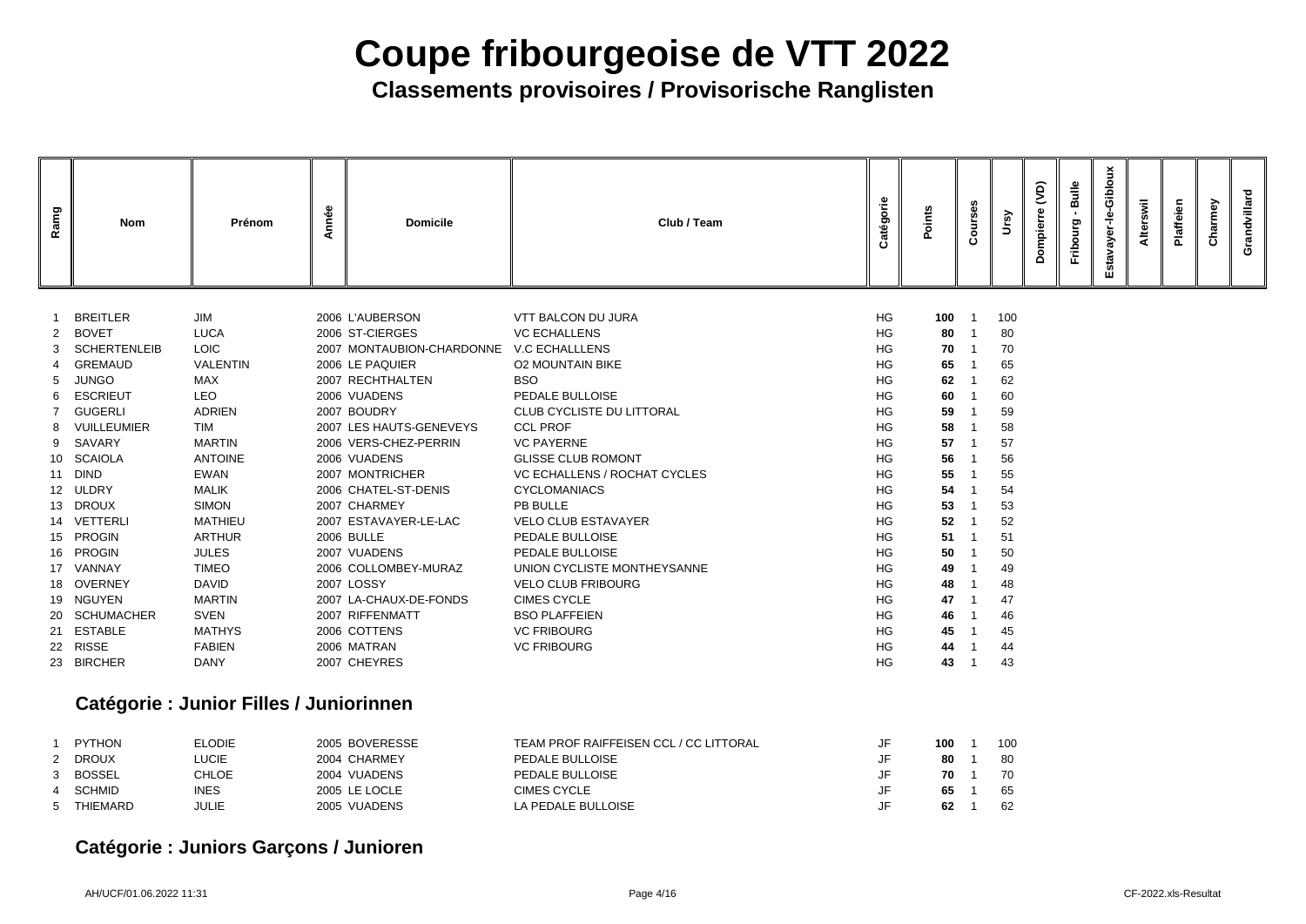# Coupe fribourgeoise de VTT 2022

## Classements provisoires / Provisorische Ranglisten

| Ramg | Nom | Prénom | Année | Domicile | Club / Team | Catégorie | Points | Courses | Ursy | Dompierre (VD) | Fribourg - Bulle | Estavayer-le-Gibloux | Alterswil | Plaffeien | Charmey | Grandvillard |
|---|---|---|---|---|---|---|---|---|---|---|---|---|---|---|---|---|
| 1 | BREITLER | JIM | 2006 | L'AUBERSON | VTT BALCON DU JURA | HG | **100** | 1 | 100 | | | | | | | |
| 2 | BOVET | LUCA | 2006 | ST-CIERGES | VC ECHALLENS | HG | **80** | 1 | 80 | | | | | | | |
| 3 | SCHERTENLEIB | LOIC | 2007 | MONTAUBION-CHARDONNE | V.C ECHALLLENS | HG | **70** | 1 | 70 | | | | | | | |
| 4 | GREMAUD | VALENTIN | 2006 | LE PAQUIER | O2 MOUNTAIN BIKE | HG | **65** | 1 | 65 | | | | | | | |
| 5 | JUNGO | MAX | 2007 | RECHTHALTEN | BSO | HG | **62** | 1 | 62 | | | | | | | |
| 6 | ESCRIEUT | LEO | 2006 | VUADENS | PEDALE BULLOISE | HG | **60** | 1 | 60 | | | | | | | |
| 7 | GUGERLI | ADRIEN | 2007 | BOUDRY | CLUB CYCLISTE DU LITTORAL | HG | **59** | 1 | 59 | | | | | | | |
| 8 | VUILLEUMIER | TIM | 2007 | LES HAUTS-GENEVEYS | CCL PROF | HG | **58** | 1 | 58 | | | | | | | |
| 9 | SAVARY | MARTIN | 2006 | VERS-CHEZ-PERRIN | VC PAYERNE | HG | **57** | 1 | 57 | | | | | | | |
| 10 | SCAIOLA | ANTOINE | 2006 | VUADENS | GLISSE CLUB ROMONT | HG | **56** | 1 | 56 | | | | | | | |
| 11 | DIND | EWAN | 2007 | MONTRICHER | VC ECHALLENS / ROCHAT CYCLES | HG | **55** | 1 | 55 | | | | | | | |
| 12 | ULDRY | MALIK | 2006 | CHATEL-ST-DENIS | CYCLOMANIACS | HG | **54** | 1 | 54 | | | | | | | |
| 13 | DROUX | SIMON | 2007 | CHARMEY | PB BULLE | HG | **53** | 1 | 53 | | | | | | | |
| 14 | VETTERLI | MATHIEU | 2007 | ESTAVAYER-LE-LAC | VELO CLUB ESTAVAYER | HG | **52** | 1 | 52 | | | | | | | |
| 15 | PROGIN | ARTHUR | 2006 | BULLE | PEDALE BULLOISE | HG | **51** | 1 | 51 | | | | | | | |
| 16 | PROGIN | JULES | 2007 | VUADENS | PEDALE BULLOISE | HG | **50** | 1 | 50 | | | | | | | |
| 17 | VANNAY | TIMEO | 2006 | COLLOMBEY-MURAZ | UNION CYCLISTE MONTHEYSANNE | HG | **49** | 1 | 49 | | | | | | | |
| 18 | OVERNEY | DAVID | 2007 | LOSSY | VELO CLUB FRIBOURG | HG | **48** | 1 | 48 | | | | | | | |
| 19 | NGUYEN | MARTIN | 2007 | LA-CHAUX-DE-FONDS | CIMES CYCLE | HG | **47** | 1 | 47 | | | | | | | |
| 20 | SCHUMACHER | SVEN | 2007 | RIFFENMATT | BSO PLAFFEIEN | HG | **46** | 1 | 46 | | | | | | | |
| 21 | ESTABLE | MATHYS | 2006 | COTTENS | VC FRIBOURG | HG | **45** | 1 | 45 | | | | | | | |
| 22 | RISSE | FABIEN | 2006 | MATRAN | VC FRIBOURG | HG | **44** | 1 | 44 | | | | | | | |
| 23 | BIRCHER | DANY | 2007 | CHEYRES | | HG | **43** | 1 | 43 | | | | | | | |

### Catégorie : Junior Filles / Juniorinnen

| Ramg | Nom | Prénom | Année | Domicile | Club / Team | Catégorie | Points | Courses | Ursy | Dompierre (VD) | Fribourg - Bulle | Estavayer-le-Gibloux | Alterswil | Plaffeien | Charmey | Grandvillard |
|---|---|---|---|---|---|---|---|---|---|---|---|---|---|---|---|---|
| 1 | PYTHON | ELODIE | 2005 | BOVERESSE | TEAM PROF RAIFFEISEN CCL / CC LITTORAL | JF | **100** | 1 | 100 | | | | | | | |
| 2 | DROUX | LUCIE | 2004 | CHARMEY | PEDALE BULLOISE | JF | **80** | 1 | 80 | | | | | | | |
| 3 | BOSSEL | CHLOE | 2004 | VUADENS | PEDALE BULLOISE | JF | **70** | 1 | 70 | | | | | | | |
| 4 | SCHMID | INES | 2005 | LE LOCLE | CIMES CYCLE | JF | **65** | 1 | 65 | | | | | | | |
| 5 | THIEMARD | JULIE | 2005 | VUADENS | LA PEDALE BULLOISE | JF | **62** | 1 | 62 | | | | | | | |

### Catégorie : Juniors Garçons / Junioren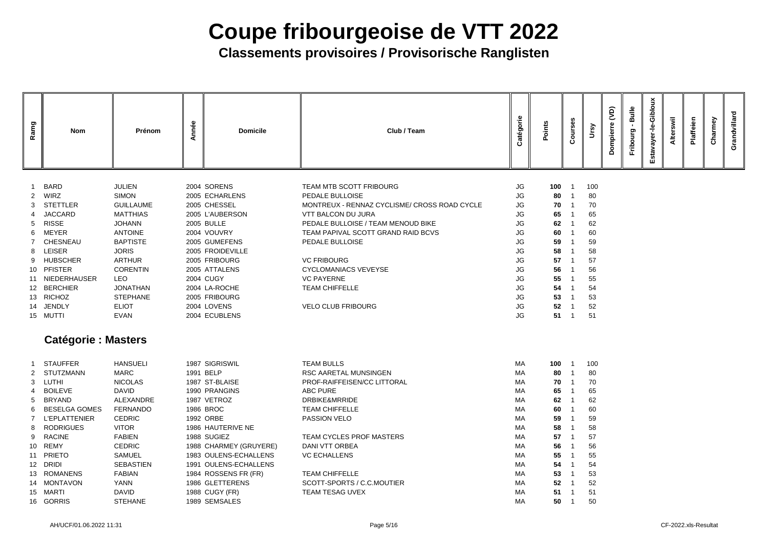# Coupe fribourgeoise de VTT 2022

## Classements provisoires / Provisorische Ranglisten

| Ramg | Nom | Prénom | Année | Domicile | Club / Team | Catégorie | Points | Courses | Ursy | Dompierre (VD) | Fribourg - Bulle | Estavayer-le-Gibloux | Alterswil | Plaffeien | Charmey | Grandvillard |
|---|---|---|---|---|---|---|---|---|---|---|---|---|---|---|---|---|
| 1 | BARD | JULIEN | 2004 | SORENS | TEAM MTB SCOTT FRIBOURG | JG | **100** | 1 | 100 | | | | | | | |
| 2 | WIRZ | SIMON | 2005 | ECHARLENS | PEDALE BULLOISE | JG | **80** | 1 | 80 | | | | | | | |
| 3 | STETTLER | GUILLAUME | 2005 | CHESSEL | MONTREUX - RENNAZ CYCLISME/ CROSS ROAD CYCLE | JG | **70** | 1 | 70 | | | | | | | |
| 4 | JACCARD | MATTHIAS | 2005 | L'AUBERSON | VTT BALCON DU JURA | JG | **65** | 1 | 65 | | | | | | | |
| 5 | RISSE | JOHANN | 2005 | BULLE | PEDALE BULLOISE / TEAM MENOUD BIKE | JG | **62** | 1 | 62 | | | | | | | |
| 6 | MEYER | ANTOINE | 2004 | VOUVRY | TEAM PAPIVAL SCOTT GRAND RAID BCVS | JG | **60** | 1 | 60 | | | | | | | |
| 7 | CHESNEAU | BAPTISTE | 2005 | GUMEFENS | PEDALE BULLOISE | JG | **59** | 1 | 59 | | | | | | | |
| 8 | LEISER | JORIS | 2005 | FROIDEVILLE | | JG | **58** | 1 | 58 | | | | | | | |
| 9 | HUBSCHER | ARTHUR | 2005 | FRIBOURG | VC FRIBOURG | JG | **57** | 1 | 57 | | | | | | | |
| 10 | PFISTER | CORENTIN | 2005 | ATTALENS | CYCLOMANIACS VEVEYSE | JG | **56** | 1 | 56 | | | | | | | |
| 11 | NIEDERHAUSER | LEO | 2004 | CUGY | VC PAYERNE | JG | **55** | 1 | 55 | | | | | | | |
| 12 | BERCHIER | JONATHAN | 2004 | LA-ROCHE | TEAM CHIFFELLE | JG | **54** | 1 | 54 | | | | | | | |
| 13 | RICHOZ | STEPHANE | 2005 | FRIBOURG | | JG | **53** | 1 | 53 | | | | | | | |
| 14 | JENDLY | ELIOT | 2004 | LOVENS | VELO CLUB FRIBOURG | JG | **52** | 1 | 52 | | | | | | | |
| 15 | MUTTI | EVAN | 2004 | ECUBLENS | | JG | **51** | 1 | 51 | | | | | | | |

### Catégorie : Masters

| Ramg | Nom | Prénom | Année | Domicile | Club / Team | Catégorie | Points | Courses | Ursy | Dompierre (VD) | Fribourg - Bulle | Estavayer-le-Gibloux | Alterswil | Plaffeien | Charmey | Grandvillard |
|---|---|---|---|---|---|---|---|---|---|---|---|---|---|---|---|---|
| 1 | STAUFFER | HANSUELI | 1987 | SIGRISWIL | TEAM BULLS | MA | **100** | 1 | 100 | | | | | | | |
| 2 | STUTZMANN | MARC | 1991 | BELP | RSC AARETAL MUNSINGEN | MA | **80** | 1 | 80 | | | | | | | |
| 3 | LUTHI | NICOLAS | 1987 | ST-BLAISE | PROF-RAIFFEISEN/CC LITTORAL | MA | **70** | 1 | 70 | | | | | | | |
| 4 | BOILEVE | DAVID | 1990 | PRANGINS | ABC PURE | MA | **65** | 1 | 65 | | | | | | | |
| 5 | BRYAND | ALEXANDRE | 1987 | VETROZ | DRBIKE&MRRIDE | MA | **62** | 1 | 62 | | | | | | | |
| 6 | BESELGA GOMES | FERNANDO | 1986 | BROC | TEAM CHIFFELLE | MA | **60** | 1 | 60 | | | | | | | |
| 7 | L'EPLATTENIER | CEDRIC | 1992 | ORBE | PASSION VELO | MA | **59** | 1 | 59 | | | | | | | |
| 8 | RODRIGUES | VITOR | 1986 | HAUTERIVE NE | | MA | **58** | 1 | 58 | | | | | | | |
| 9 | RACINE | FABIEN | 1988 | SUGIEZ | TEAM CYCLES PROF MASTERS | MA | **57** | 1 | 57 | | | | | | | |
| 10 | REMY | CEDRIC | 1988 | CHARMEY (GRUYERE) | DANI VTT ORBEA | MA | **56** | 1 | 56 | | | | | | | |
| 11 | PRIETO | SAMUEL | 1983 | OULENS-ECHALLENS | VC ECHALLENS | MA | **55** | 1 | 55 | | | | | | | |
| 12 | DRIDI | SEBASTIEN | 1991 | OULENS-ECHALLENS | | MA | **54** | 1 | 54 | | | | | | | |
| 13 | ROMANENS | FABIAN | 1984 | ROSSENS FR (FR) | TEAM CHIFFELLE | MA | **53** | 1 | 53 | | | | | | | |
| 14 | MONTAVON | YANN | 1986 | GLETTERENS | SCOTT-SPORTS / C.C.MOUTIER | MA | **52** | 1 | 52 | | | | | | | |
| 15 | MARTI | DAVID | 1988 | CUGY (FR) | TEAM TESAG UVEX | MA | **51** | 1 | 51 | | | | | | | |
| 16 | GORRIS | STEHANE | 1989 | SEMSALES | | MA | **50** | 1 | 50 | | | | | | | |

AH/UCF/01.06.2022 11:31 CF-2022.xls-Resultat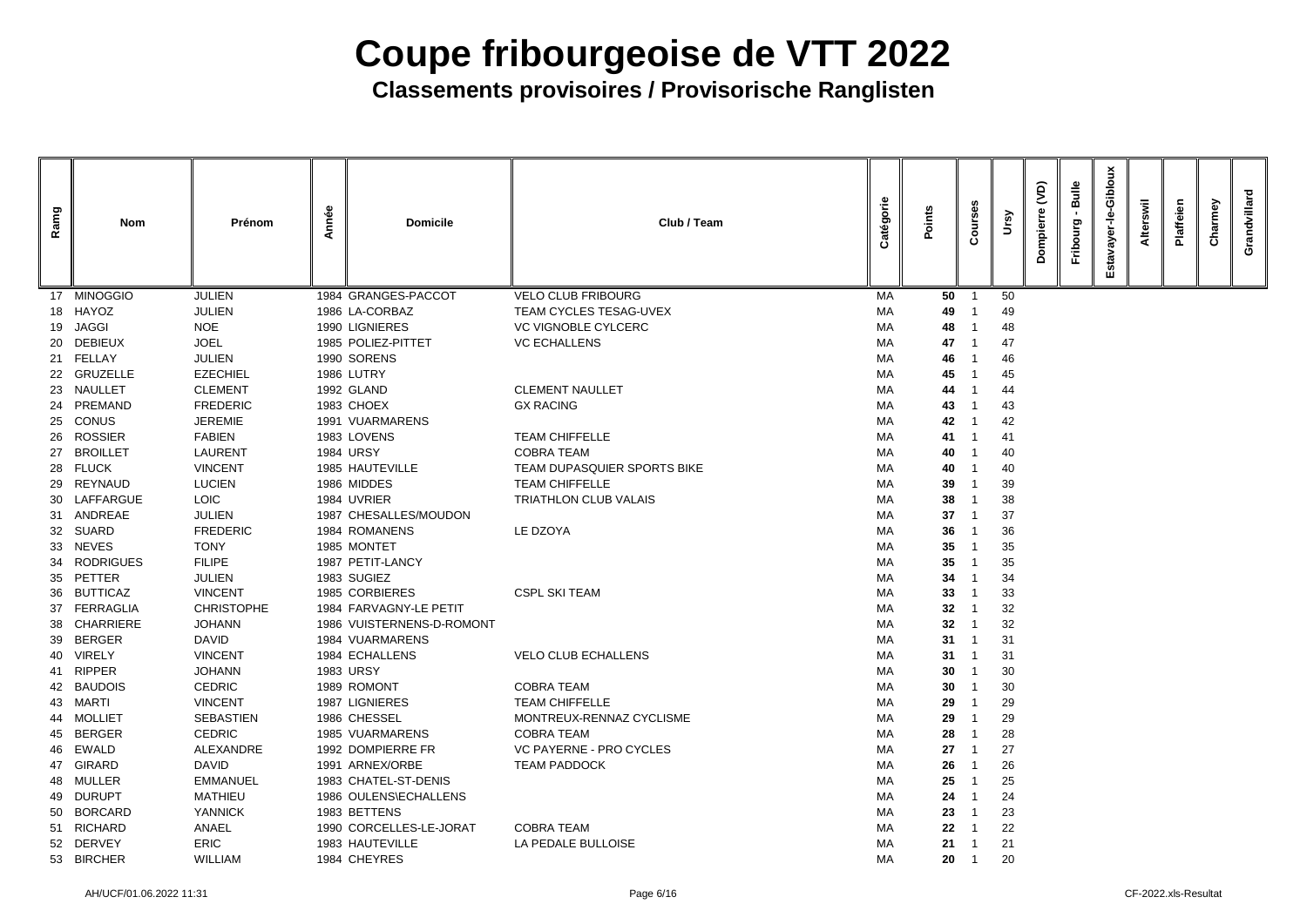# Coupe fribourgeoise de VTT 2022

## Classements provisoires / Provisorische Ranglisten

| Ramg | Nom | Prénom | Année | Domicile | Club / Team | Catégorie | Points | Courses | Ursy | Dompierre (VD) | Fribourg - Bulle | Estavayer-le-Gibloux | Alterswil | Plaffeien | Charmey | Grandvillard |
|---|---|---|---|---|---|---|---|---|---|---|---|---|---|---|---|---|
| 17 | MINOGGIO | JULIEN | 1984 | GRANGES-PACCOT | VELO CLUB FRIBOURG | MA | **50** | 1 | 50 | | | | | | | |
| 18 | HAYOZ | JULIEN | 1986 | LA-CORBAZ | TEAM CYCLES TESAG-UVEX | MA | **49** | 1 | 49 | | | | | | | |
| 19 | JAGGI | NOE | 1990 | LIGNIERES | VC VIGNOBLE CYLCERC | MA | **48** | 1 | 48 | | | | | | | |
| 20 | DEBIEUX | JOEL | 1985 | POLIEZ-PITTET | VC ECHALLENS | MA | **47** | 1 | 47 | | | | | | | |
| 21 | FELLAY | JULIEN | 1990 | SORENS | | MA | **46** | 1 | 46 | | | | | | | |
| 22 | GRUZELLE | EZECHIEL | 1986 | LUTRY | | MA | **45** | 1 | 45 | | | | | | | |
| 23 | NAULLET | CLEMENT | 1992 | GLAND | CLEMENT NAULLET | MA | **44** | 1 | 44 | | | | | | | |
| 24 | PREMAND | FREDERIC | 1983 | CHOEX | GX RACING | MA | **43** | 1 | 43 | | | | | | | |
| 25 | CONUS | JEREMIE | 1991 | VUARMARENS | | MA | **42** | 1 | 42 | | | | | | | |
| 26 | ROSSIER | FABIEN | 1983 | LOVENS | TEAM CHIFFELLE | MA | **41** | 1 | 41 | | | | | | | |
| 27 | BROILLET | LAURENT | 1984 | URSY | COBRA TEAM | MA | **40** | 1 | 40 | | | | | | | |
| 28 | FLUCK | VINCENT | 1985 | HAUTEVILLE | TEAM DUPASQUIER SPORTS BIKE | MA | **40** | 1 | 40 | | | | | | | |
| 29 | REYNAUD | LUCIEN | 1986 | MIDDES | TEAM CHIFFELLE | MA | **39** | 1 | 39 | | | | | | | |
| 30 | LAFFARGUE | LOIC | 1984 | UVRIER | TRIATHLON CLUB VALAIS | MA | **38** | 1 | 38 | | | | | | | |
| 31 | ANDREAE | JULIEN | 1987 | CHESALLES/MOUDON | | MA | **37** | 1 | 37 | | | | | | | |
| 32 | SUARD | FREDERIC | 1984 | ROMANENS | LE DZOYA | MA | **36** | 1 | 36 | | | | | | | |
| 33 | NEVES | TONY | 1985 | MONTET | | MA | **35** | 1 | 35 | | | | | | | |
| 34 | RODRIGUES | FILIPE | 1987 | PETIT-LANCY | | MA | **35** | 1 | 35 | | | | | | | |
| 35 | PETTER | JULIEN | 1983 | SUGIEZ | | MA | **34** | 1 | 34 | | | | | | | |
| 36 | BUTTICAZ | VINCENT | 1985 | CORBIERES | CSPL SKI TEAM | MA | **33** | 1 | 33 | | | | | | | |
| 37 | FERRAGLIA | CHRISTOPHE | 1984 | FARVAGNY-LE PETIT | | MA | **32** | 1 | 32 | | | | | | | |
| 38 | CHARRIERE | JOHANN | 1986 | VUISTERNENS-D-ROMONT | | MA | **32** | 1 | 32 | | | | | | | |
| 39 | BERGER | DAVID | 1984 | VUARMARENS | | MA | **31** | 1 | 31 | | | | | | | |
| 40 | VIRELY | VINCENT | 1984 | ECHALLENS | VELO CLUB ECHALLENS | MA | **31** | 1 | 31 | | | | | | | |
| 41 | RIPPER | JOHANN | 1983 | URSY | | MA | **30** | 1 | 30 | | | | | | | |
| 42 | BAUDOIS | CEDRIC | 1989 | ROMONT | COBRA TEAM | MA | **30** | 1 | 30 | | | | | | | |
| 43 | MARTI | VINCENT | 1987 | LIGNIERES | TEAM CHIFFELLE | MA | **29** | 1 | 29 | | | | | | | |
| 44 | MOLLIET | SEBASTIEN | 1986 | CHESSEL | MONTREUX-RENNAZ CYCLISME | MA | **29** | 1 | 29 | | | | | | | |
| 45 | BERGER | CEDRIC | 1985 | VUARMARENS | COBRA TEAM | MA | **28** | 1 | 28 | | | | | | | |
| 46 | EWALD | ALEXANDRE | 1992 | DOMPIERRE FR | VC PAYERNE - PRO CYCLES | MA | **27** | 1 | 27 | | | | | | | |
| 47 | GIRARD | DAVID | 1991 | ARNEX/ORBE | TEAM PADDOCK | MA | **26** | 1 | 26 | | | | | | | |
| 48 | MULLER | EMMANUEL | 1983 | CHATEL-ST-DENIS | | MA | **25** | 1 | 25 | | | | | | | |
| 49 | DURUPT | MATHIEU | 1986 | OULENS\ECHALLENS | | MA | **24** | 1 | 24 | | | | | | | |
| 50 | BORCARD | YANNICK | 1983 | BETTENS | | MA | **23** | 1 | 23 | | | | | | | |
| 51 | RICHARD | ANAEL | 1990 | CORCELLES-LE-JORAT | COBRA TEAM | MA | **22** | 1 | 22 | | | | | | | |
| 52 | DERVEY | ERIC | 1983 | HAUTEVILLE | LA PEDALE BULLOISE | MA | **21** | 1 | 21 | | | | | | | |
| 53 | BIRCHER | WILLIAM | 1984 | CHEYRES | | MA | **20** | 1 | 20 | | | | | | | |

AH/UCF/01.06.2022 11:31 — CF-2022.xls-Resultat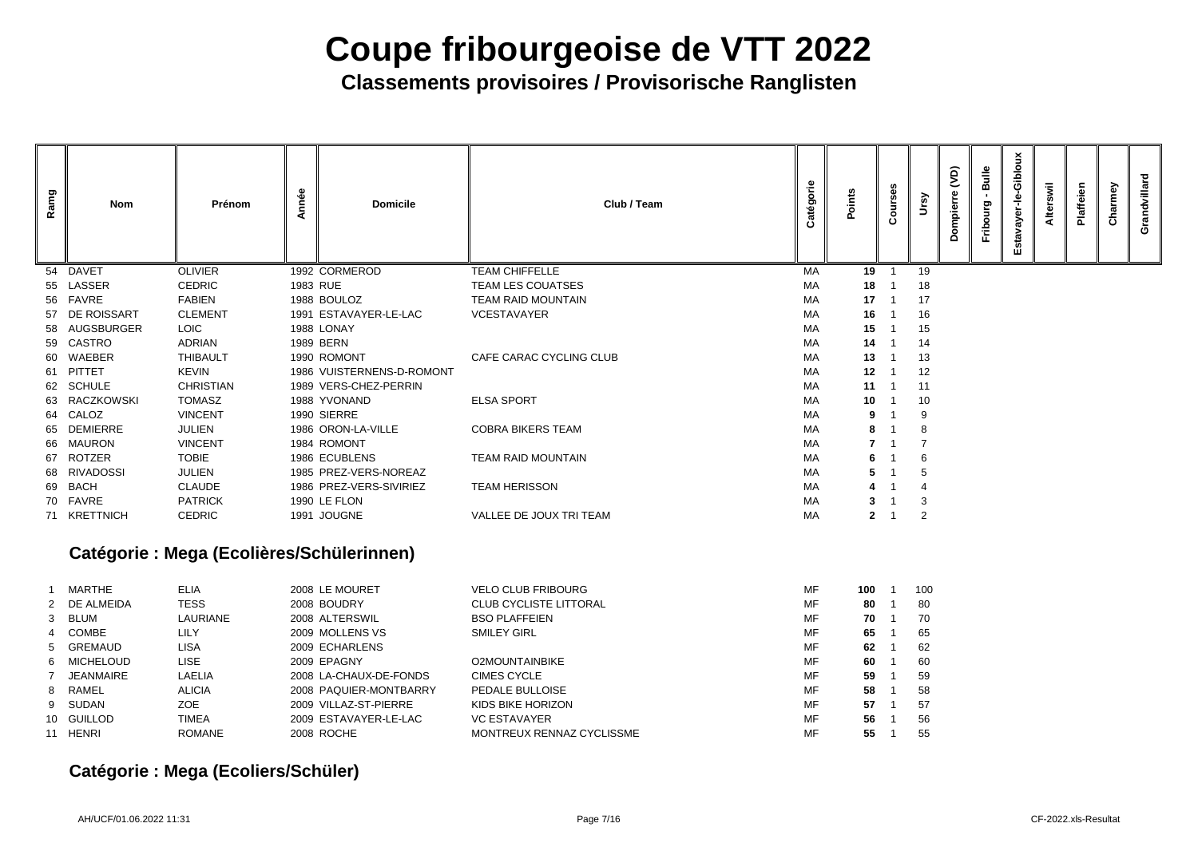# Coupe fribourgeoise de VTT 2022

## Classements provisoires / Provisorische Ranglisten

| Ramg | Nom | Prénom | Année | Domicile | Club / Team | Catégorie | Points | Courses | Ursy | Dompierre (VD) | Fribourg - Bulle | Estavayer-le-Gibloux | Alterswil | Plaffeien | Charmey | Grandvillard |
|---|---|---|---|---|---|---|---|---|---|---|---|---|---|---|---|---|
| 54 | DAVET | OLIVIER | 1992 | CORMEROD | TEAM CHIFFELLE | MA | **19** | 1 | 19 | | | | | | | |
| 55 | LASSER | CEDRIC | 1983 | RUE | TEAM LES COUATSES | MA | **18** | 1 | 18 | | | | | | | |
| 56 | FAVRE | FABIEN | 1988 | BOULOZ | TEAM RAID MOUNTAIN | MA | **17** | 1 | 17 | | | | | | | |
| 57 | DE ROISSART | CLEMENT | 1991 | ESTAVAYER-LE-LAC | VCESTAVAYER | MA | **16** | 1 | 16 | | | | | | | |
| 58 | AUGSBURGER | LOIC | 1988 | LONAY | | MA | **15** | 1 | 15 | | | | | | | |
| 59 | CASTRO | ADRIAN | 1989 | BERN | | MA | **14** | 1 | 14 | | | | | | | |
| 60 | WAEBER | THIBAULT | 1990 | ROMONT | CAFE CARAC CYCLING CLUB | MA | **13** | 1 | 13 | | | | | | | |
| 61 | PITTET | KEVIN | 1986 | VUISTERNENS-D-ROMONT | | MA | **12** | 1 | 12 | | | | | | | |
| 62 | SCHULE | CHRISTIAN | 1989 | VERS-CHEZ-PERRIN | | MA | **11** | 1 | 11 | | | | | | | |
| 63 | RACZKOWSKI | TOMASZ | 1988 | YVONAND | ELSA SPORT | MA | **10** | 1 | 10 | | | | | | | |
| 64 | CALOZ | VINCENT | 1990 | SIERRE | | MA | **9** | 1 | 9 | | | | | | | |
| 65 | DEMIERRE | JULIEN | 1986 | ORON-LA-VILLE | COBRA BIKERS TEAM | MA | **8** | 1 | 8 | | | | | | | |
| 66 | MAURON | VINCENT | 1984 | ROMONT | | MA | **7** | 1 | 7 | | | | | | | |
| 67 | ROTZER | TOBIE | 1986 | ECUBLENS | TEAM RAID MOUNTAIN | MA | **6** | 1 | 6 | | | | | | | |
| 68 | RIVADOSSI | JULIEN | 1985 | PREZ-VERS-NOREAZ | | MA | **5** | 1 | 5 | | | | | | | |
| 69 | BACH | CLAUDE | 1986 | PREZ-VERS-SIVIRIEZ | TEAM HERISSON | MA | **4** | 1 | 4 | | | | | | | |
| 70 | FAVRE | PATRICK | 1990 | LE FLON | | MA | **3** | 1 | 3 | | | | | | | |
| 71 | KRETTNICH | CEDRIC | 1991 | JOUGNE | VALLEE DE JOUX TRI TEAM | MA | **2** | 1 | 2 | | | | | | | |

### Catégorie : Mega (Ecolières/Schülerinnen)

| Ramg | Nom | Prénom | Année | Domicile | Club / Team | Catégorie | Points | Courses | Ursy | Dompierre (VD) | Fribourg - Bulle | Estavayer-le-Gibloux | Alterswil | Plaffeien | Charmey | Grandvillard |
|---|---|---|---|---|---|---|---|---|---|---|---|---|---|---|---|---|
| 1 | MARTHE | ELIA | 2008 | LE MOURET | VELO CLUB FRIBOURG | MF | **100** | 1 | 100 | | | | | | | |
| 2 | DE ALMEIDA | TESS | 2008 | BOUDRY | CLUB CYCLISTE LITTORAL | MF | **80** | 1 | 80 | | | | | | | |
| 3 | BLUM | LAURIANE | 2008 | ALTERSWIL | BSO PLAFFEIEN | MF | **70** | 1 | 70 | | | | | | | |
| 4 | COMBE | LILY | 2009 | MOLLENS VS | SMILEY GIRL | MF | **65** | 1 | 65 | | | | | | | |
| 5 | GREMAUD | LISA | 2009 | ECHARLENS | | MF | **62** | 1 | 62 | | | | | | | |
| 6 | MICHELOUD | LISE | 2009 | EPAGNY | O2MOUNTAINBIKE | MF | **60** | 1 | 60 | | | | | | | |
| 7 | JEANMAIRE | LAELIA | 2008 | LA-CHAUX-DE-FONDS | CIMES CYCLE | MF | **59** | 1 | 59 | | | | | | | |
| 8 | RAMEL | ALICIA | 2008 | PAQUIER-MONTBARRY | PEDALE BULLOISE | MF | **58** | 1 | 58 | | | | | | | |
| 9 | SUDAN | ZOE | 2009 | VILLAZ-ST-PIERRE | KIDS BIKE HORIZON | MF | **57** | 1 | 57 | | | | | | | |
| 10 | GUILLOD | TIMEA | 2009 | ESTAVAYER-LE-LAC | VC ESTAVAYER | MF | **56** | 1 | 56 | | | | | | | |
| 11 | HENRI | ROMANE | 2008 | ROCHE | MONTREUX RENNAZ CYCLISSME | MF | **55** | 1 | 55 | | | | | | | |

### Catégorie : Mega (Ecoliers/Schüler)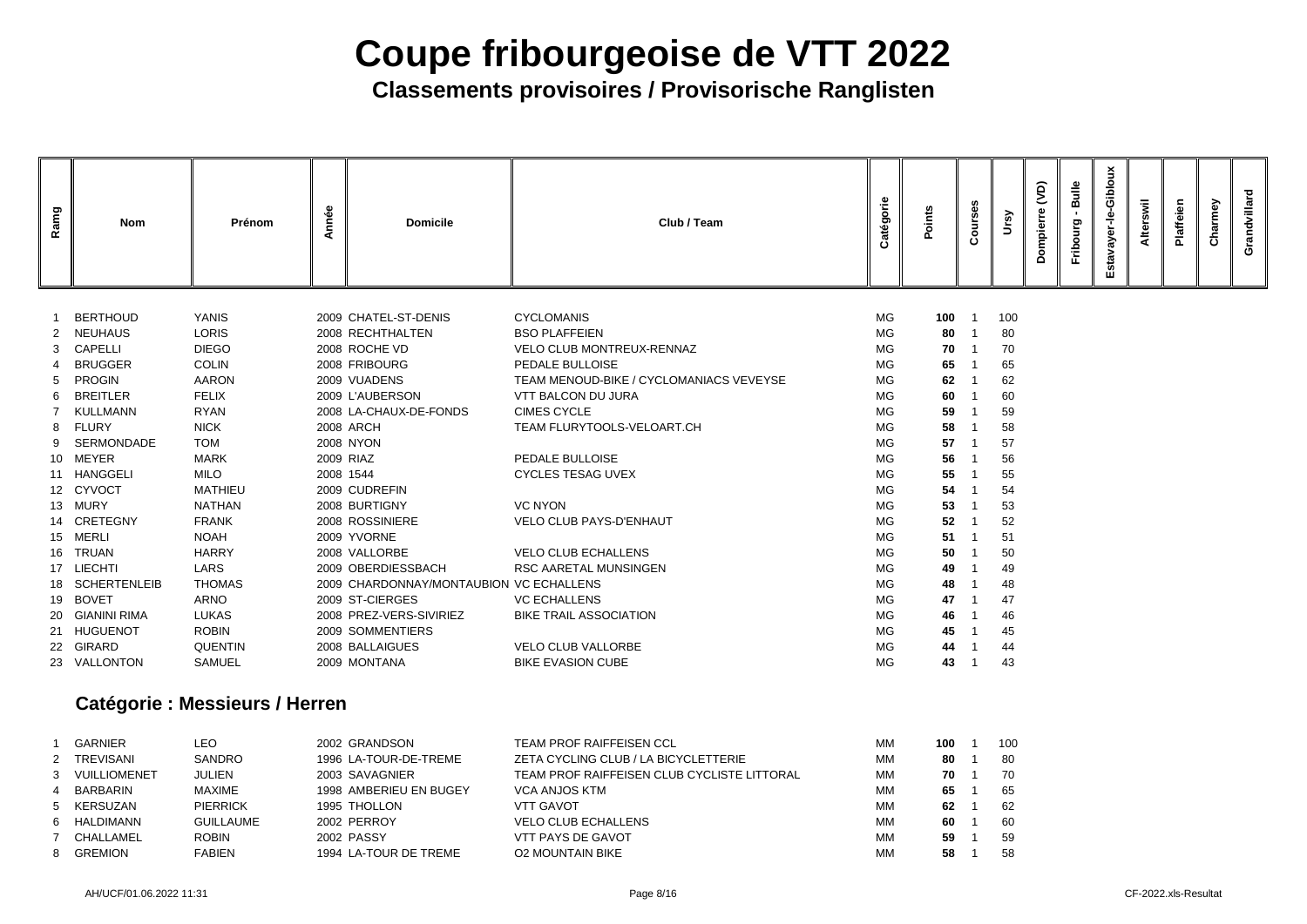# Coupe fribourgeoise de VTT 2022

## Classements provisoires / Provisorische Ranglisten

| Ramg | Nom | Prénom | Année | Domicile | Club / Team | Catégorie | Points | Courses | Ursy | Dompierre (VD) | Fribourg - Bulle | Estavayer-le-Gibloux | Alterswil | Plaffeien | Charmey | Grandvillard |
|---|---|---|---|---|---|---|---|---|---|---|---|---|---|---|---|---|
| 1 | BERTHOUD | YANIS | 2009 | CHATEL-ST-DENIS | CYCLOMANIS | MG | **100** | 1 | 100 | | | | | | | |
| 2 | NEUHAUS | LORIS | 2008 | RECHTHALTEN | BSO PLAFFEIEN | MG | **80** | 1 | 80 | | | | | | | |
| 3 | CAPELLI | DIEGO | 2008 | ROCHE VD | VELO CLUB MONTREUX-RENNAZ | MG | **70** | 1 | 70 | | | | | | | |
| 4 | BRUGGER | COLIN | 2008 | FRIBOURG | PEDALE BULLOISE | MG | **65** | 1 | 65 | | | | | | | |
| 5 | PROGIN | AARON | 2009 | VUADENS | TEAM MENOUD-BIKE / CYCLOMANIACS VEVEYSE | MG | **62** | 1 | 62 | | | | | | | |
| 6 | BREITLER | FELIX | 2009 | L'AUBERSON | VTT BALCON DU JURA | MG | **60** | 1 | 60 | | | | | | | |
| 7 | KULLMANN | RYAN | 2008 | LA-CHAUX-DE-FONDS | CIMES CYCLE | MG | **59** | 1 | 59 | | | | | | | |
| 8 | FLURY | NICK | 2008 | ARCH | TEAM FLURYTOOLS-VELOART.CH | MG | **58** | 1 | 58 | | | | | | | |
| 9 | SERMONDADE | TOM | 2008 | NYON | | MG | **57** | 1 | 57 | | | | | | | |
| 10 | MEYER | MARK | 2009 | RIAZ | PEDALE BULLOISE | MG | **56** | 1 | 56 | | | | | | | |
| 11 | HANGGELI | MILO | 2008 | 1544 | CYCLES TESAG UVEX | MG | **55** | 1 | 55 | | | | | | | |
| 12 | CYVOCT | MATHIEU | 2009 | CUDREFIN | | MG | **54** | 1 | 54 | | | | | | | |
| 13 | MURY | NATHAN | 2008 | BURTIGNY | VC NYON | MG | **53** | 1 | 53 | | | | | | | |
| 14 | CRETEGNY | FRANK | 2008 | ROSSINIERE | VELO CLUB PAYS-D'ENHAUT | MG | **52** | 1 | 52 | | | | | | | |
| 15 | MERLI | NOAH | 2009 | YVORNE | | MG | **51** | 1 | 51 | | | | | | | |
| 16 | TRUAN | HARRY | 2008 | VALLORBE | VELO CLUB ECHALLENS | MG | **50** | 1 | 50 | | | | | | | |
| 17 | LIECHTI | LARS | 2009 | OBERDIESSBACH | RSC AARETAL MUNSINGEN | MG | **49** | 1 | 49 | | | | | | | |
| 18 | SCHERTENLEIB | THOMAS | 2009 | CHARDONNAY/MONTAUBION | VC ECHALLENS | MG | **48** | 1 | 48 | | | | | | | |
| 19 | BOVET | ARNO | 2009 | ST-CIERGES | VC ECHALLENS | MG | **47** | 1 | 47 | | | | | | | |
| 20 | GIANINI RIMA | LUKAS | 2008 | PREZ-VERS-SIVIRIEZ | BIKE TRAIL ASSOCIATION | MG | **46** | 1 | 46 | | | | | | | |
| 21 | HUGUENOT | ROBIN | 2009 | SOMMENTIERS | | MG | **45** | 1 | 45 | | | | | | | |
| 22 | GIRARD | QUENTIN | 2008 | BALLAIGUES | VELO CLUB VALLORBE | MG | **44** | 1 | 44 | | | | | | | |
| 23 | VALLONTON | SAMUEL | 2009 | MONTANA | BIKE EVASION CUBE | MG | **43** | 1 | 43 | | | | | | | |

### Catégorie : Messieurs / Herren

| Ramg | Nom | Prénom | Année | Domicile | Club / Team | Catégorie | Points | Courses | Ursy | Dompierre (VD) | Fribourg - Bulle | Estavayer-le-Gibloux | Alterswil | Plaffeien | Charmey | Grandvillard |
|---|---|---|---|---|---|---|---|---|---|---|---|---|---|---|---|---|
| 1 | GARNIER | LEO | 2002 | GRANDSON | TEAM PROF RAIFFEISEN CCL | MM | **100** | 1 | 100 | | | | | | | |
| 2 | TREVISANI | SANDRO | 1996 | LA-TOUR-DE-TREME | ZETA CYCLING CLUB / LA BICYCLETTERIE | MM | **80** | 1 | 80 | | | | | | | |
| 3 | VUILLIOMENET | JULIEN | 2003 | SAVAGNIER | TEAM PROF RAIFFEISEN CLUB CYCLISTE LITTORAL | MM | **70** | 1 | 70 | | | | | | | |
| 4 | BARBARIN | MAXIME | 1998 | AMBERIEU EN BUGEY | VCA ANJOS KTM | MM | **65** | 1 | 65 | | | | | | | |
| 5 | KERSUZAN | PIERRICK | 1995 | THOLLON | VTT GAVOT | MM | **62** | 1 | 62 | | | | | | | |
| 6 | HALDIMANN | GUILLAUME | 2002 | PERROY | VELO CLUB ECHALLENS | MM | **60** | 1 | 60 | | | | | | | |
| 7 | CHALLAMEL | ROBIN | 2002 | PASSY | VTT PAYS DE GAVOT | MM | **59** | 1 | 59 | | | | | | | |
| 8 | GREMION | FABIEN | 1994 | LA-TOUR DE TREME | O2 MOUNTAIN BIKE | MM | **58** | 1 | 58 | | | | | | | |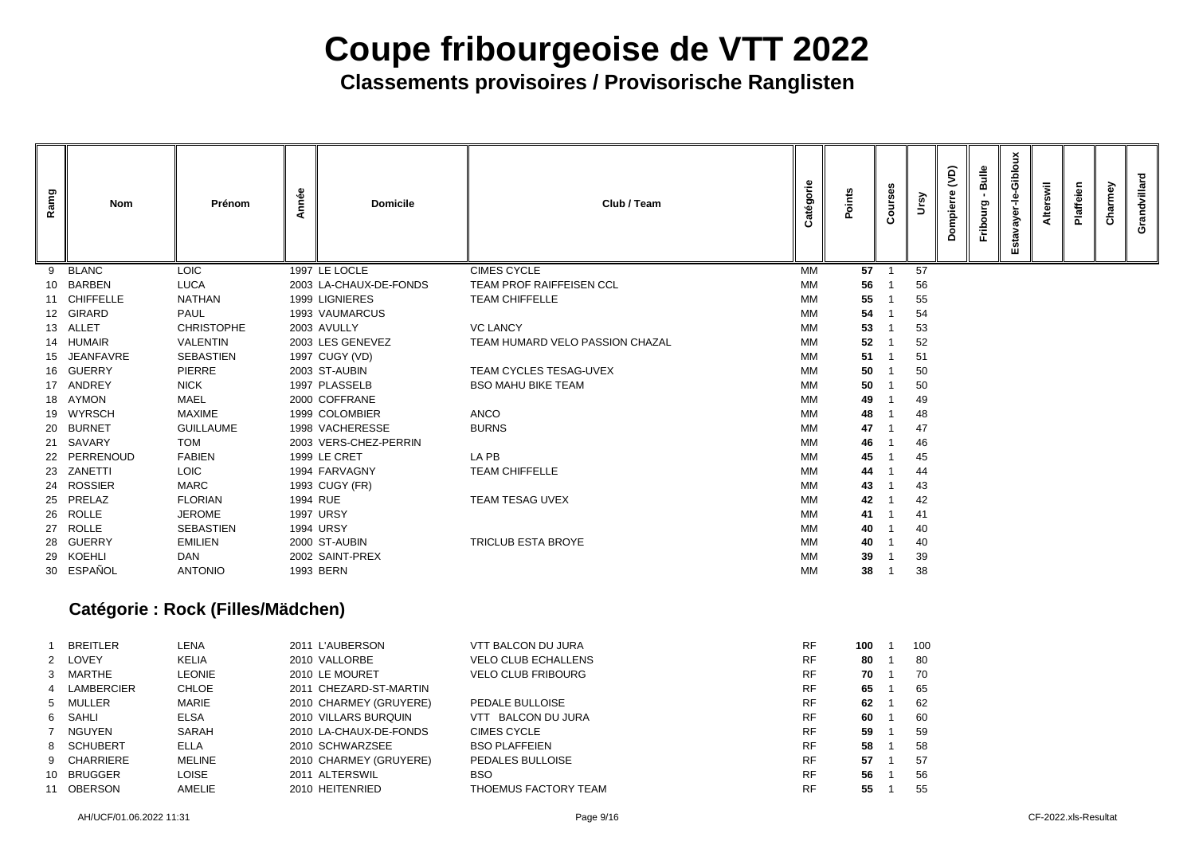# Coupe fribourgeoise de VTT 2022

## Classements provisoires / Provisorische Ranglisten

| Ramg | Nom | Prénom | Année | Domicile | Club / Team | Catégorie | Points | Courses | Ursy | Dompierre (VD) | Fribourg - Bulle | Estavayer-le-Gibloux | Alterswil | Plaffeien | Charmey | Grandvillard |
|---|---|---|---|---|---|---|---|---|---|---|---|---|---|---|---|---|
| 9 | BLANC | LOIC | 1997 | LE LOCLE | CIMES CYCLE | MM | **57** | 1 | 57 | | | | | | | |
| 10 | BARBEN | LUCA | 2003 | LA-CHAUX-DE-FONDS | TEAM PROF RAIFFEISEN CCL | MM | **56** | 1 | 56 | | | | | | | |
| 11 | CHIFFELLE | NATHAN | 1999 | LIGNIERES | TEAM CHIFFELLE | MM | **55** | 1 | 55 | | | | | | | |
| 12 | GIRARD | PAUL | 1993 | VAUMARCUS | | MM | **54** | 1 | 54 | | | | | | | |
| 13 | ALLET | CHRISTOPHE | 2003 | AVULLY | VC LANCY | MM | **53** | 1 | 53 | | | | | | | |
| 14 | HUMAIR | VALENTIN | 2003 | LES GENEVEZ | TEAM HUMARD VELO PASSION CHAZAL | MM | **52** | 1 | 52 | | | | | | | |
| 15 | JEANFAVRE | SEBASTIEN | 1997 | CUGY (VD) | | MM | **51** | 1 | 51 | | | | | | | |
| 16 | GUERRY | PIERRE | 2003 | ST-AUBIN | TEAM CYCLES TESAG-UVEX | MM | **50** | 1 | 50 | | | | | | | |
| 17 | ANDREY | NICK | 1997 | PLASSELB | BSO MAHU BIKE TEAM | MM | **50** | 1 | 50 | | | | | | | |
| 18 | AYMON | MAEL | 2000 | COFFRANE | | MM | **49** | 1 | 49 | | | | | | | |
| 19 | WYRSCH | MAXIME | 1999 | COLOMBIER | ANCO | MM | **48** | 1 | 48 | | | | | | | |
| 20 | BURNET | GUILLAUME | 1998 | VACHERESSE | BURNS | MM | **47** | 1 | 47 | | | | | | | |
| 21 | SAVARY | TOM | 2003 | VERS-CHEZ-PERRIN | | MM | **46** | 1 | 46 | | | | | | | |
| 22 | PERRENOUD | FABIEN | 1999 | LE CRET | LA PB | MM | **45** | 1 | 45 | | | | | | | |
| 23 | ZANETTI | LOIC | 1994 | FARVAGNY | TEAM CHIFFELLE | MM | **44** | 1 | 44 | | | | | | | |
| 24 | ROSSIER | MARC | 1993 | CUGY (FR) | | MM | **43** | 1 | 43 | | | | | | | |
| 25 | PRELAZ | FLORIAN | 1994 | RUE | TEAM TESAG UVEX | MM | **42** | 1 | 42 | | | | | | | |
| 26 | ROLLE | JEROME | 1997 | URSY | | MM | **41** | 1 | 41 | | | | | | | |
| 27 | ROLLE | SEBASTIEN | 1994 | URSY | | MM | **40** | 1 | 40 | | | | | | | |
| 28 | GUERRY | EMILIEN | 2000 | ST-AUBIN | TRICLUB ESTA BROYE | MM | **40** | 1 | 40 | | | | | | | |
| 29 | KOEHLI | DAN | 2002 | SAINT-PREX | | MM | **39** | 1 | 39 | | | | | | | |
| 30 | ESPAÑOL | ANTONIO | 1993 | BERN | | MM | **38** | 1 | 38 | | | | | | | |

### Catégorie : Rock (Filles/Mädchen)

| Ramg | Nom | Prénom | Année | Domicile | Club / Team | Catégorie | Points | Courses | Ursy | Dompierre (VD) | Fribourg - Bulle | Estavayer-le-Gibloux | Alterswil | Plaffeien | Charmey | Grandvillard |
|---|---|---|---|---|---|---|---|---|---|---|---|---|---|---|---|---|
| 1 | BREITLER | LENA | 2011 | L'AUBERSON | VTT BALCON DU JURA | RF | **100** | 1 | 100 | | | | | | | |
| 2 | LOVEY | KELIA | 2010 | VALLORBE | VELO CLUB ECHALLENS | RF | **80** | 1 | 80 | | | | | | | |
| 3 | MARTHE | LEONIE | 2010 | LE MOURET | VELO CLUB FRIBOURG | RF | **70** | 1 | 70 | | | | | | | |
| 4 | LAMBERCIER | CHLOE | 2011 | CHEZARD-ST-MARTIN | | RF | **65** | 1 | 65 | | | | | | | |
| 5 | MULLER | MARIE | 2010 | CHARMEY (GRUYERE) | PEDALE BULLOISE | RF | **62** | 1 | 62 | | | | | | | |
| 6 | SAHLI | ELSA | 2010 | VILLARS BURQUIN | VTT BALCON DU JURA | RF | **60** | 1 | 60 | | | | | | | |
| 7 | NGUYEN | SARAH | 2010 | LA-CHAUX-DE-FONDS | CIMES CYCLE | RF | **59** | 1 | 59 | | | | | | | |
| 8 | SCHUBERT | ELLA | 2010 | SCHWARZSEE | BSO PLAFFEIEN | RF | **58** | 1 | 58 | | | | | | | |
| 9 | CHARRIERE | MELINE | 2010 | CHARMEY (GRUYERE) | PEDALES BULLOISE | RF | **57** | 1 | 57 | | | | | | | |
| 10 | BRUGGER | LOISE | 2011 | ALTERSWIL | BSO | RF | **56** | 1 | 56 | | | | | | | |
| 11 | OBERSON | AMELIE | 2010 | HEITENRIED | THOEMUS FACTORY TEAM | RF | **55** | 1 | 55 | | | | | | | |

AH/UCF/01.06.2022 11:31 CF-2022.xls-Resultat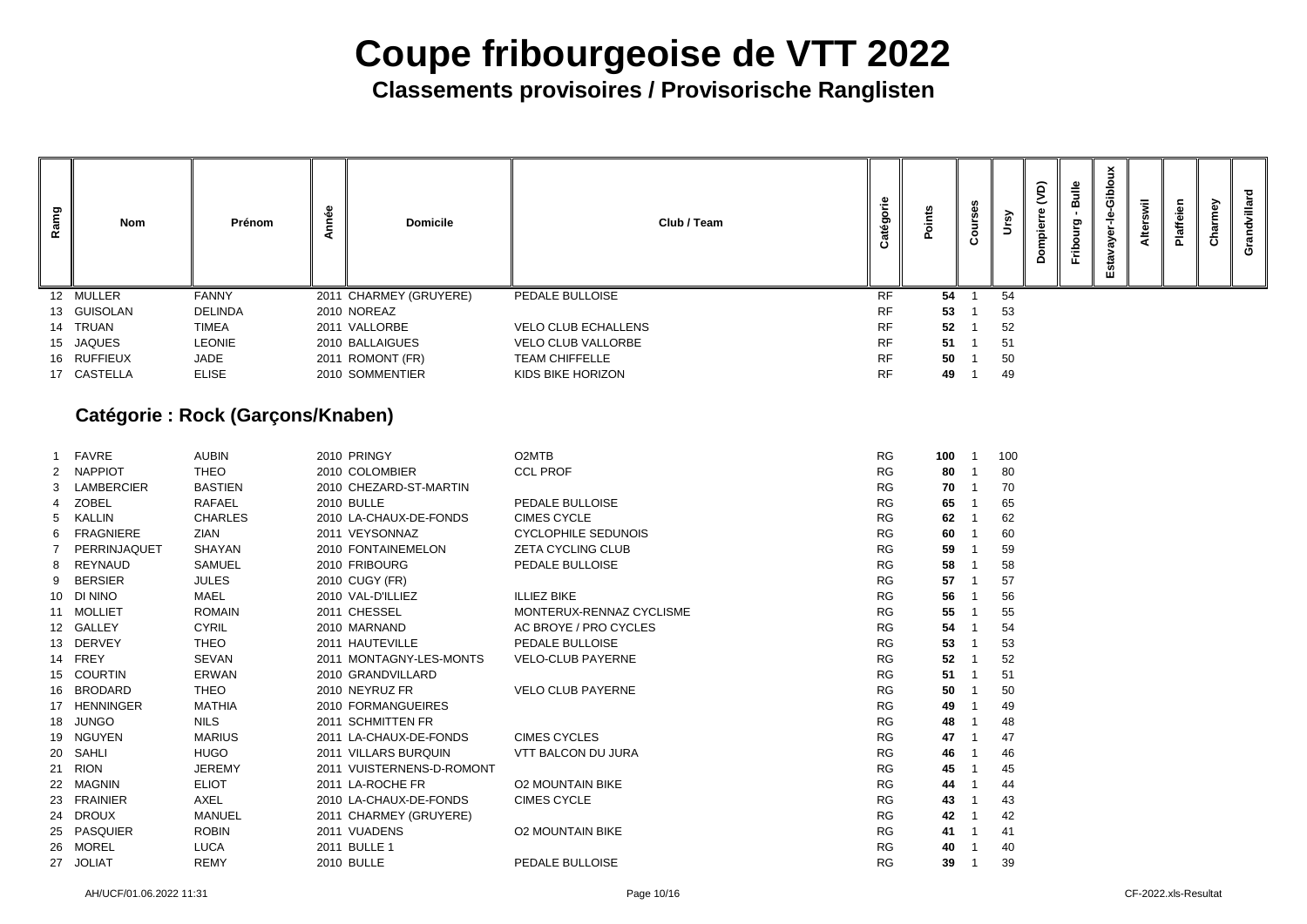# Coupe fribourgeoise de VTT 2022

## Classements provisoires / Provisorische Ranglisten

| Ramg | Nom | Prénom | Année | Domicile | Club / Team | Catégorie | Points | Courses | Ursy | Dompierre (VD) | Fribourg - Bulle | Estavayer-le-Gibloux | Alterswil | Plaffeien | Charmey | Grandvillard |
|---|---|---|---|---|---|---|---|---|---|---|---|---|---|---|---|---|
| 12 | MULLER | FANNY | 2011 | CHARMEY (GRUYERE) | PEDALE BULLOISE | RF | **54** | 1 | 54 | | | | | | | |
| 13 | GUISOLAN | DELINDA | 2010 | NOREAZ | | RF | **53** | 1 | 53 | | | | | | | |
| 14 | TRUAN | TIMEA | 2011 | VALLORBE | VELO CLUB ECHALLENS | RF | **52** | 1 | 52 | | | | | | | |
| 15 | JAQUES | LEONIE | 2010 | BALLAIGUES | VELO CLUB VALLORBE | RF | **51** | 1 | 51 | | | | | | | |
| 16 | RUFFIEUX | JADE | 2011 | ROMONT (FR) | TEAM CHIFFELLE | RF | **50** | 1 | 50 | | | | | | | |
| 17 | CASTELLA | ELISE | 2010 | SOMMENTIER | KIDS BIKE HORIZON | RF | **49** | 1 | 49 | | | | | | | |

### Catégorie : Rock (Garçons/Knaben)

| Ramg | Nom | Prénom | Année | Domicile | Club / Team | Catégorie | Points | Courses | Ursy | Dompierre (VD) | Fribourg - Bulle | Estavayer-le-Gibloux | Alterswil | Plaffeien | Charmey | Grandvillard |
|---|---|---|---|---|---|---|---|---|---|---|---|---|---|---|---|---|
| 1 | FAVRE | AUBIN | 2010 | PRINGY | O2MTB | RG | **100** | 1 | 100 | | | | | | | |
| 2 | NAPPIOT | THEO | 2010 | COLOMBIER | CCL PROF | RG | **80** | 1 | 80 | | | | | | | |
| 3 | LAMBERCIER | BASTIEN | 2010 | CHEZARD-ST-MARTIN | | RG | **70** | 1 | 70 | | | | | | | |
| 4 | ZOBEL | RAFAEL | 2010 | BULLE | PEDALE BULLOISE | RG | **65** | 1 | 65 | | | | | | | |
| 5 | KALLIN | CHARLES | 2010 | LA-CHAUX-DE-FONDS | CIMES CYCLE | RG | **62** | 1 | 62 | | | | | | | |
| 6 | FRAGNIERE | ZIAN | 2011 | VEYSONNAZ | CYCLOPHILE SEDUNOIS | RG | **60** | 1 | 60 | | | | | | | |
| 7 | PERRINJAQUET | SHAYAN | 2010 | FONTAINEMELON | ZETA CYCLING CLUB | RG | **59** | 1 | 59 | | | | | | | |
| 8 | REYNAUD | SAMUEL | 2010 | FRIBOURG | PEDALE BULLOISE | RG | **58** | 1 | 58 | | | | | | | |
| 9 | BERSIER | JULES | 2010 | CUGY (FR) | | RG | **57** | 1 | 57 | | | | | | | |
| 10 | DI NINO | MAEL | 2010 | VAL-D'ILLIEZ | ILLIEZ BIKE | RG | **56** | 1 | 56 | | | | | | | |
| 11 | MOLLIET | ROMAIN | 2011 | CHESSEL | MONTERUX-RENNAZ CYCLISME | RG | **55** | 1 | 55 | | | | | | | |
| 12 | GALLEY | CYRIL | 2010 | MARNAND | AC BROYE / PRO CYCLES | RG | **54** | 1 | 54 | | | | | | | |
| 13 | DERVEY | THEO | 2011 | HAUTEVILLE | PEDALE BULLOISE | RG | **53** | 1 | 53 | | | | | | | |
| 14 | FREY | SEVAN | 2011 | MONTAGNY-LES-MONTS | VELO-CLUB PAYERNE | RG | **52** | 1 | 52 | | | | | | | |
| 15 | COURTIN | ERWAN | 2010 | GRANDVILLARD | | RG | **51** | 1 | 51 | | | | | | | |
| 16 | BRODARD | THEO | 2010 | NEYRUZ FR | VELO CLUB PAYERNE | RG | **50** | 1 | 50 | | | | | | | |
| 17 | HENNINGER | MATHIA | 2010 | FORMANGUEIRES | | RG | **49** | 1 | 49 | | | | | | | |
| 18 | JUNGO | NILS | 2011 | SCHMITTEN FR | | RG | **48** | 1 | 48 | | | | | | | |
| 19 | NGUYEN | MARIUS | 2011 | LA-CHAUX-DE-FONDS | CIMES CYCLES | RG | **47** | 1 | 47 | | | | | | | |
| 20 | SAHLI | HUGO | 2011 | VILLARS BURQUIN | VTT BALCON DU JURA | RG | **46** | 1 | 46 | | | | | | | |
| 21 | RION | JEREMY | 2011 | VUISTERNENS-D-ROMONT | | RG | **45** | 1 | 45 | | | | | | | |
| 22 | MAGNIN | ELIOT | 2011 | LA-ROCHE FR | O2 MOUNTAIN BIKE | RG | **44** | 1 | 44 | | | | | | | |
| 23 | FRAINIER | AXEL | 2010 | LA-CHAUX-DE-FONDS | CIMES CYCLE | RG | **43** | 1 | 43 | | | | | | | |
| 24 | DROUX | MANUEL | 2011 | CHARMEY (GRUYERE) | | RG | **42** | 1 | 42 | | | | | | | |
| 25 | PASQUIER | ROBIN | 2011 | VUADENS | O2 MOUNTAIN BIKE | RG | **41** | 1 | 41 | | | | | | | |
| 26 | MOREL | LUCA | 2011 | BULLE 1 | | RG | **40** | 1 | 40 | | | | | | | |
| 27 | JOLIAT | REMY | 2010 | BULLE | PEDALE BULLOISE | RG | **39** | 1 | 39 | | | | | | | |

AH/UCF/01.06.2022 11:31 — CF-2022.xls-Resultat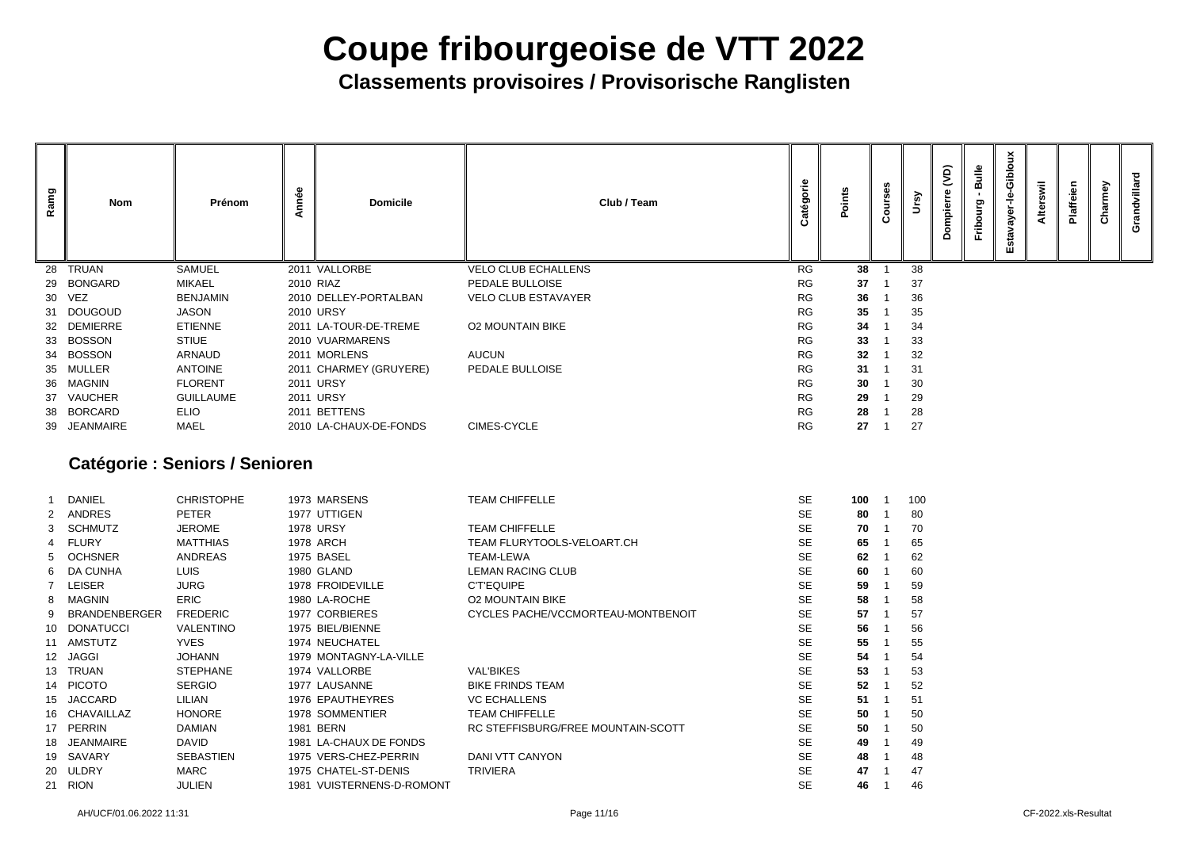# Coupe fribourgeoise de VTT 2022

**Classements provisoires / Provisorische Ranglisten**

| Rang | Nom | Prénom | Année | Domicile | Club / Team | Catégorie | Points | Courses | Ursy | Dompierre (VD) | Fribourg - Bulle | Estavayer-le-Gibloux | Alterswil | Plaffeien | Charmey | Grandvillard |
|---|---|---|---|---|---|---|---|---|---|---|---|---|---|---|---|---|
| 28 | TRUAN | SAMUEL | 2011 | VALLORBE | VELO CLUB ECHALLENS | RG | **38** | 1 | 38 | | | | | | | |
| 29 | BONGARD | MIKAEL | 2010 | RIAZ | PEDALE BULLOISE | RG | **37** | 1 | 37 | | | | | | | |
| 30 | VEZ | BENJAMIN | 2010 | DELLEY-PORTALBAN | VELO CLUB ESTAVAYER | RG | **36** | 1 | 36 | | | | | | | |
| 31 | DOUGOUD | JASON | 2010 | URSY | | RG | **35** | 1 | 35 | | | | | | | |
| 32 | DEMIERRE | ETIENNE | 2011 | LA-TOUR-DE-TREME | O2 MOUNTAIN BIKE | RG | **34** | 1 | 34 | | | | | | | |
| 33 | BOSSON | STIUE | 2010 | VUARMARENS | | RG | **33** | 1 | 33 | | | | | | | |
| 34 | BOSSON | ARNAUD | 2011 | MORLENS | AUCUN | RG | **32** | 1 | 32 | | | | | | | |
| 35 | MULLER | ANTOINE | 2011 | CHARMEY (GRUYERE) | PEDALE BULLOISE | RG | **31** | 1 | 31 | | | | | | | |
| 36 | MAGNIN | FLORENT | 2011 | URSY | | RG | **30** | 1 | 30 | | | | | | | |
| 37 | VAUCHER | GUILLAUME | 2011 | URSY | | RG | **29** | 1 | 29 | | | | | | | |
| 38 | BORCARD | ELIO | 2011 | BETTENS | | RG | **28** | 1 | 28 | | | | | | | |
| 39 | JEANMAIRE | MAEL | 2010 | LA-CHAUX-DE-FONDS | CIMES-CYCLE | RG | **27** | 1 | 27 | | | | | | | |

### Catégorie : Seniors / Senioren

| Rang | Nom | Prénom | Année | Domicile | Club / Team | Catégorie | Points | Courses | Ursy | Dompierre (VD) | Fribourg - Bulle | Estavayer-le-Gibloux | Alterswil | Plaffeien | Charmey | Grandvillard |
|---|---|---|---|---|---|---|---|---|---|---|---|---|---|---|---|---|
| 1 | DANIEL | CHRISTOPHE | 1973 | MARSENS | TEAM CHIFFELLE | SE | **100** | 1 | 100 | | | | | | | |
| 2 | ANDRES | PETER | 1977 | UTTIGEN | | SE | **80** | 1 | 80 | | | | | | | |
| 3 | SCHMUTZ | JEROME | 1978 | URSY | TEAM CHIFFELLE | SE | **70** | 1 | 70 | | | | | | | |
| 4 | FLURY | MATTHIAS | 1978 | ARCH | TEAM FLURYTOOLS-VELOART.CH | SE | **65** | 1 | 65 | | | | | | | |
| 5 | OCHSNER | ANDREAS | 1975 | BASEL | TEAM-LEWA | SE | **62** | 1 | 62 | | | | | | | |
| 6 | DA CUNHA | LUIS | 1980 | GLAND | LEMAN RACING CLUB | SE | **60** | 1 | 60 | | | | | | | |
| 7 | LEISER | JURG | 1978 | FROIDEVILLE | C'T'EQUIPE | SE | **59** | 1 | 59 | | | | | | | |
| 8 | MAGNIN | ERIC | 1980 | LA-ROCHE | O2 MOUNTAIN BIKE | SE | **58** | 1 | 58 | | | | | | | |
| 9 | BRANDENBERGER | FREDERIC | 1977 | CORBIERES | CYCLES PACHE/VCCMORTEAU-MONTBENOIT | SE | **57** | 1 | 57 | | | | | | | |
| 10 | DONATUCCI | VALENTINO | 1975 | BIEL/BIENNE | | SE | **56** | 1 | 56 | | | | | | | |
| 11 | AMSTUTZ | YVES | 1974 | NEUCHATEL | | SE | **55** | 1 | 55 | | | | | | | |
| 12 | JAGGI | JOHANN | 1979 | MONTAGNY-LA-VILLE | | SE | **54** | 1 | 54 | | | | | | | |
| 13 | TRUAN | STEPHANE | 1974 | VALLORBE | VAL'BIKES | SE | **53** | 1 | 53 | | | | | | | |
| 14 | PICOTO | SERGIO | 1977 | LAUSANNE | BIKE FRINDS TEAM | SE | **52** | 1 | 52 | | | | | | | |
| 15 | JACCARD | LILIAN | 1976 | EPAUTHEYRES | VC ECHALLENS | SE | **51** | 1 | 51 | | | | | | | |
| 16 | CHAVAILLAZ | HONORE | 1978 | SOMMENTIER | TEAM CHIFFELLE | SE | **50** | 1 | 50 | | | | | | | |
| 17 | PERRIN | DAMIAN | 1981 | BERN | RC STEFFISBURG/FREE MOUNTAIN-SCOTT | SE | **50** | 1 | 50 | | | | | | | |
| 18 | JEANMAIRE | DAVID | 1981 | LA-CHAUX DE FONDS | | SE | **49** | 1 | 49 | | | | | | | |
| 19 | SAVARY | SEBASTIEN | 1975 | VERS-CHEZ-PERRIN | DANI VTT CANYON | SE | **48** | 1 | 48 | | | | | | | |
| 20 | ULDRY | MARC | 1975 | CHATEL-ST-DENIS | TRIVIERA | SE | **47** | 1 | 47 | | | | | | | |
| 21 | RION | JULIEN | 1981 | VUISTERNENS-D-ROMONT | | SE | **46** | 1 | 46 | | | | | | | |

AH/UCF/01.06.2022 11:31 CF-2022.xls-Resultat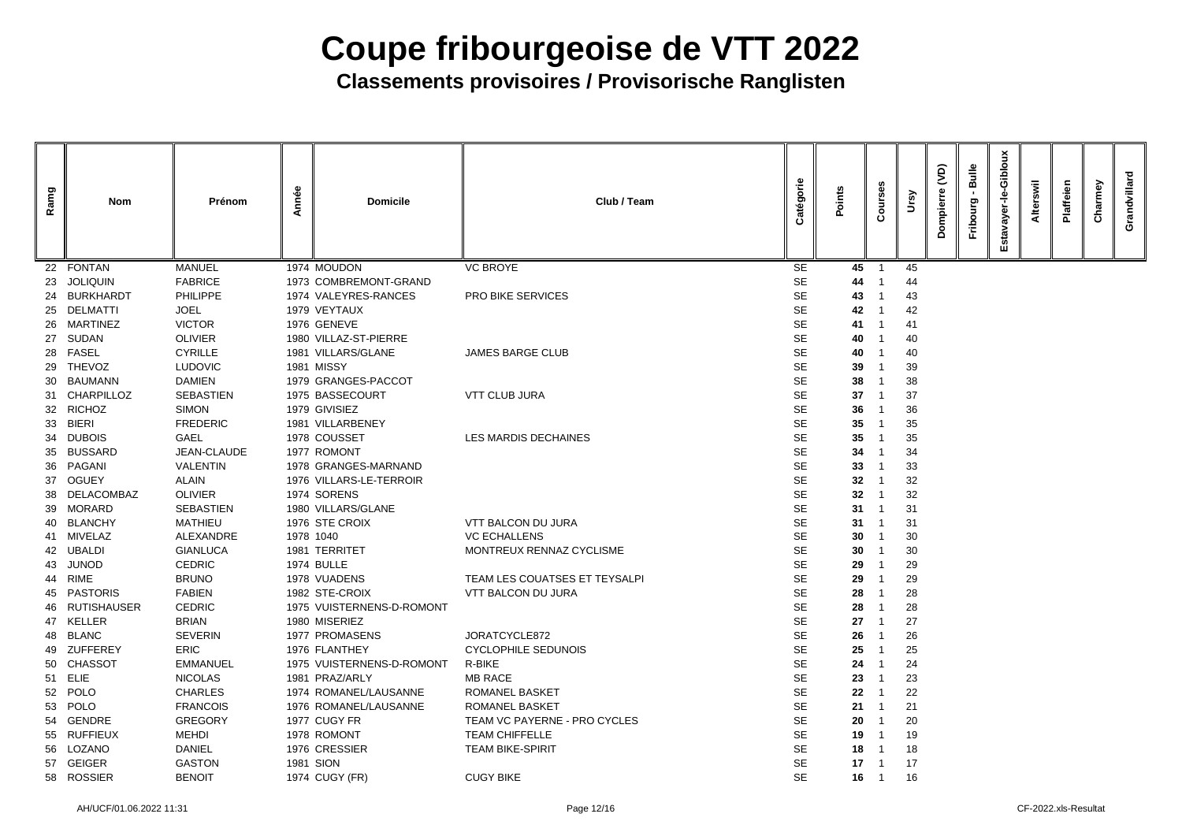# Coupe fribourgeoise de VTT 2022

## Classements provisoires / Provisorische Ranglisten

| Ramg | Nom | Prénom | Année | Domicile | Club / Team | Catégorie | Points | Courses | Ursy | Dompierre (VD) | Fribourg - Bulle | Estavayer-le-Gibloux | Alterswil | Plaffeien | Charmey | Grandvillard |
|---|---|---|---|---|---|---|---|---|---|---|---|---|---|---|---|---|
| 22 | FONTAN | MANUEL | 1974 | MOUDON | VC BROYE | SE | **45** | 1 | 45 | | | | | | | |
| 23 | JOLIQUIN | FABRICE | 1973 | COMBREMONT-GRAND | | SE | **44** | 1 | 44 | | | | | | | |
| 24 | BURKHARDT | PHILIPPE | 1974 | VALEYRES-RANCES | PRO BIKE SERVICES | SE | **43** | 1 | 43 | | | | | | | |
| 25 | DELMATTI | JOEL | 1979 | VEYTAUX | | SE | **42** | 1 | 42 | | | | | | | |
| 26 | MARTINEZ | VICTOR | 1976 | GENEVE | | SE | **41** | 1 | 41 | | | | | | | |
| 27 | SUDAN | OLIVIER | 1980 | VILLAZ-ST-PIERRE | | SE | **40** | 1 | 40 | | | | | | | |
| 28 | FASEL | CYRILLE | 1981 | VILLARS/GLANE | JAMES BARGE CLUB | SE | **40** | 1 | 40 | | | | | | | |
| 29 | THEVOZ | LUDOVIC | 1981 | MISSY | | SE | **39** | 1 | 39 | | | | | | | |
| 30 | BAUMANN | DAMIEN | 1979 | GRANGES-PACCOT | | SE | **38** | 1 | 38 | | | | | | | |
| 31 | CHARPILLOZ | SEBASTIEN | 1975 | BASSECOURT | VTT CLUB JURA | SE | **37** | 1 | 37 | | | | | | | |
| 32 | RICHOZ | SIMON | 1979 | GIVISIEZ | | SE | **36** | 1 | 36 | | | | | | | |
| 33 | BIERI | FREDERIC | 1981 | VILLARBENEY | | SE | **35** | 1 | 35 | | | | | | | |
| 34 | DUBOIS | GAEL | 1978 | COUSSET | LES MARDIS DECHAINES | SE | **35** | 1 | 35 | | | | | | | |
| 35 | BUSSARD | JEAN-CLAUDE | 1977 | ROMONT | | SE | **34** | 1 | 34 | | | | | | | |
| 36 | PAGANI | VALENTIN | 1978 | GRANGES-MARNAND | | SE | **33** | 1 | 33 | | | | | | | |
| 37 | OGUEY | ALAIN | 1976 | VILLARS-LE-TERROIR | | SE | **32** | 1 | 32 | | | | | | | |
| 38 | DELACOMBAZ | OLIVIER | 1974 | SORENS | | SE | **32** | 1 | 32 | | | | | | | |
| 39 | MORARD | SEBASTIEN | 1980 | VILLARS/GLANE | | SE | **31** | 1 | 31 | | | | | | | |
| 40 | BLANCHY | MATHIEU | 1976 | STE CROIX | VTT BALCON DU JURA | SE | **31** | 1 | 31 | | | | | | | |
| 41 | MIVELAZ | ALEXANDRE | 1978 | 1040 | VC ECHALLENS | SE | **30** | 1 | 30 | | | | | | | |
| 42 | UBALDI | GIANLUCA | 1981 | TERRITET | MONTREUX RENNAZ CYCLISME | SE | **30** | 1 | 30 | | | | | | | |
| 43 | JUNOD | CEDRIC | 1974 | BULLE | | SE | **29** | 1 | 29 | | | | | | | |
| 44 | RIME | BRUNO | 1978 | VUADENS | TEAM LES COUATSES ET TEYSALPI | SE | **29** | 1 | 29 | | | | | | | |
| 45 | PASTORIS | FABIEN | 1982 | STE-CROIX | VTT BALCON DU JURA | SE | **28** | 1 | 28 | | | | | | | |
| 46 | RUTISHAUSER | CEDRIC | 1975 | VUISTERNENS-D-ROMONT | | SE | **28** | 1 | 28 | | | | | | | |
| 47 | KELLER | BRIAN | 1980 | MISERIEZ | | SE | **27** | 1 | 27 | | | | | | | |
| 48 | BLANC | SEVERIN | 1977 | PROMASENS | JORATCYCLE872 | SE | **26** | 1 | 26 | | | | | | | |
| 49 | ZUFFEREY | ERIC | 1976 | FLANTHEY | CYCLOPHILE SEDUNOIS | SE | **25** | 1 | 25 | | | | | | | |
| 50 | CHASSOT | EMMANUEL | 1975 | VUISTERNENS-D-ROMONT | R-BIKE | SE | **24** | 1 | 24 | | | | | | | |
| 51 | ELIE | NICOLAS | 1981 | PRAZ/ARLY | MB RACE | SE | **23** | 1 | 23 | | | | | | | |
| 52 | POLO | CHARLES | 1974 | ROMANEL/LAUSANNE | ROMANEL BASKET | SE | **22** | 1 | 22 | | | | | | | |
| 53 | POLO | FRANCOIS | 1976 | ROMANEL/LAUSANNE | ROMANEL BASKET | SE | **21** | 1 | 21 | | | | | | | |
| 54 | GENDRE | GREGORY | 1977 | CUGY FR | TEAM VC PAYERNE - PRO CYCLES | SE | **20** | 1 | 20 | | | | | | | |
| 55 | RUFFIEUX | MEHDI | 1978 | ROMONT | TEAM CHIFFELLE | SE | **19** | 1 | 19 | | | | | | | |
| 56 | LOZANO | DANIEL | 1976 | CRESSIER | TEAM BIKE-SPIRIT | SE | **18** | 1 | 18 | | | | | | | |
| 57 | GEIGER | GASTON | 1981 | SION | | SE | **17** | 1 | 17 | | | | | | | |
| 58 | ROSSIER | BENOIT | 1974 | CUGY (FR) | CUGY BIKE | SE | **16** | 1 | 16 | | | | | | | |

AH/UCF/01.06.2022 11:31 CF-2022.xls-Resultat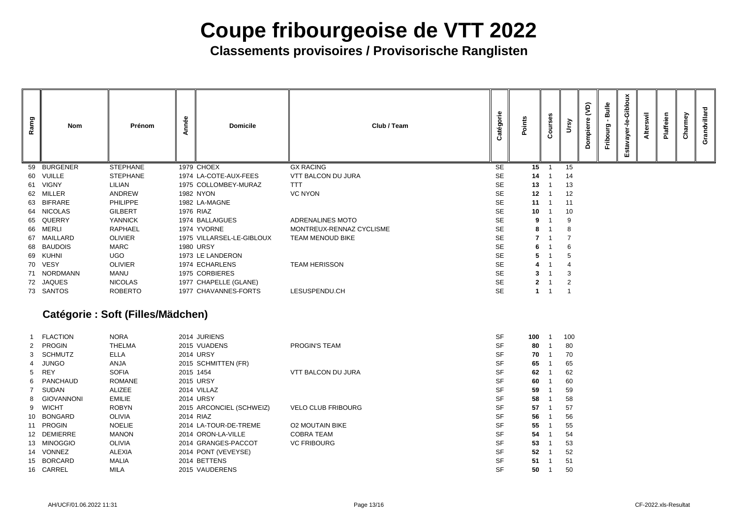# Coupe fribourgeoise de VTT 2022

## Classements provisoires / Provisorische Ranglisten

| Rang | Nom | Prénom | Année | Domicile | Club / Team | Catégorie | Points | Courses | Ursy | Dompierre (VD) | Fribourg - Bulle | Estavayer-le-Gibloux | Alterswil | Plaffeien | Charmey | Grandvillard |
|---|---|---|---|---|---|---|---|---|---|---|---|---|---|---|---|---|
| 59 | BURGENER | STEPHANE | 1979 | CHOEX | GX RACING | SE | **15** | 1 | 15 | | | | | | | |
| 60 | VUILLE | STEPHANE | 1974 | LA-COTE-AUX-FEES | VTT BALCON DU JURA | SE | **14** | 1 | 14 | | | | | | | |
| 61 | VIGNY | LILIAN | 1975 | COLLOMBEY-MURAZ | TTT | SE | **13** | 1 | 13 | | | | | | | |
| 62 | MILLER | ANDREW | 1982 | NYON | VC NYON | SE | **12** | 1 | 12 | | | | | | | |
| 63 | BIFRARE | PHILIPPE | 1982 | LA-MAGNE | | SE | **11** | 1 | 11 | | | | | | | |
| 64 | NICOLAS | GILBERT | 1976 | RIAZ | | SE | **10** | 1 | 10 | | | | | | | |
| 65 | QUERRY | YANNICK | 1974 | BALLAIGUES | ADRENALINES MOTO | SE | **9** | 1 | 9 | | | | | | | |
| 66 | MERLI | RAPHAEL | 1974 | YVORNE | MONTREUX-RENNAZ CYCLISME | SE | **8** | 1 | 8 | | | | | | | |
| 67 | MAILLARD | OLIVIER | 1975 | VILLARSEL-LE-GIBLOUX | TEAM MENOUD BIKE | SE | **7** | 1 | 7 | | | | | | | |
| 68 | BAUDOIS | MARC | 1980 | URSY | | SE | **6** | 1 | 6 | | | | | | | |
| 69 | KUHNI | UGO | 1973 | LE LANDERON | | SE | **5** | 1 | 5 | | | | | | | |
| 70 | VESY | OLIVIER | 1974 | ECHARLENS | TEAM HERISSON | SE | **4** | 1 | 4 | | | | | | | |
| 71 | NORDMANN | MANU | 1975 | CORBIERES | | SE | **3** | 1 | 3 | | | | | | | |
| 72 | JAQUES | NICOLAS | 1977 | CHAPELLE (GLANE) | | SE | **2** | 1 | 2 | | | | | | | |
| 73 | SANTOS | ROBERTO | 1977 | CHAVANNES-FORTS | LESUSPENDU.CH | SE | **1** | 1 | 1 | | | | | | | |

### Catégorie : Soft (Filles/Mädchen)

| Rang | Nom | Prénom | Année | Domicile | Club / Team | Catégorie | Points | Courses | Ursy | Dompierre (VD) | Fribourg - Bulle | Estavayer-le-Gibloux | Alterswil | Plaffeien | Charmey | Grandvillard |
|---|---|---|---|---|---|---|---|---|---|---|---|---|---|---|---|---|
| 1 | FLACTION | NORA | 2014 | JURIENS | | SF | **100** | 1 | 100 | | | | | | | |
| 2 | PROGIN | THELMA | 2015 | VUADENS | PROGIN'S TEAM | SF | **80** | 1 | 80 | | | | | | | |
| 3 | SCHMUTZ | ELLA | 2014 | URSY | | SF | **70** | 1 | 70 | | | | | | | |
| 4 | JUNGO | ANJA | 2015 | SCHMITTEN (FR) | | SF | **65** | 1 | 65 | | | | | | | |
| 5 | REY | SOFIA | 2015 | 1454 | VTT BALCON DU JURA | SF | **62** | 1 | 62 | | | | | | | |
| 6 | PANCHAUD | ROMANE | 2015 | URSY | | SF | **60** | 1 | 60 | | | | | | | |
| 7 | SUDAN | ALIZEE | 2014 | VILLAZ | | SF | **59** | 1 | 59 | | | | | | | |
| 8 | GIOVANNONI | EMILIE | 2014 | URSY | | SF | **58** | 1 | 58 | | | | | | | |
| 9 | WICHT | ROBYN | 2015 | ARCONCIEL (SCHWEIZ) | VELO CLUB FRIBOURG | SF | **57** | 1 | 57 | | | | | | | |
| 10 | BONGARD | OLIVIA | 2014 | RIAZ | | SF | **56** | 1 | 56 | | | | | | | |
| 11 | PROGIN | NOELIE | 2014 | LA-TOUR-DE-TREME | O2 MOUTAIN BIKE | SF | **55** | 1 | 55 | | | | | | | |
| 12 | DEMIERRE | MANON | 2014 | ORON-LA-VILLE | COBRA TEAM | SF | **54** | 1 | 54 | | | | | | | |
| 13 | MINOGGIO | OLIVIA | 2014 | GRANGES-PACCOT | VC FRIBOURG | SF | **53** | 1 | 53 | | | | | | | |
| 14 | VONNEZ | ALEXIA | 2014 | PONT (VEVEYSE) | | SF | **52** | 1 | 52 | | | | | | | |
| 15 | BORCARD | MALIA | 2014 | BETTENS | | SF | **51** | 1 | 51 | | | | | | | |
| 16 | CARREL | MILA | 2015 | VAUDERENS | | SF | **50** | 1 | 50 | | | | | | | |

AH/UCF/01.06.2022 11:31 CF-2022.xls-Resultat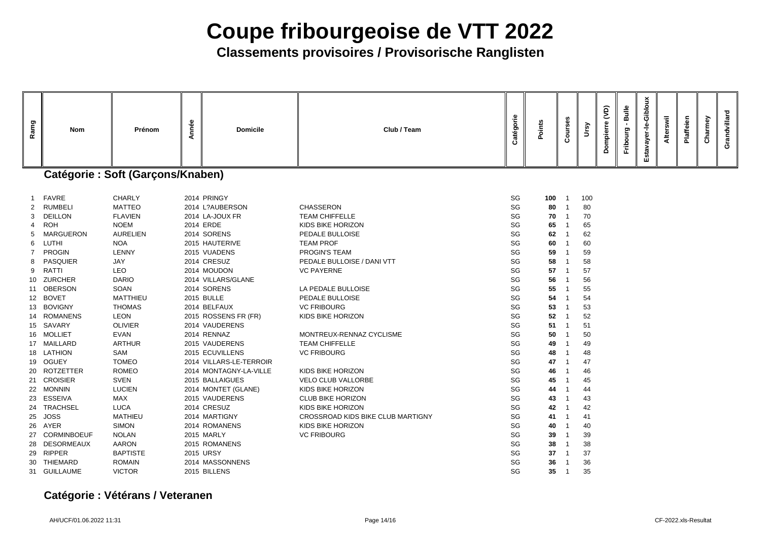# Coupe fribourgeoise de VTT 2022

## Classements provisoires / Provisorische Ranglisten

### Catégorie : Soft (Garçons/Knaben)

| Ramg | Nom | Prénom | Année | Domicile | Club / Team | Catégorie | Points | Courses | Ursy | Dompierre (VD) | Fribourg - Bulle | Estavayer-le-Gibloux | Alterswil | Plaffeien | Charmey | Grandvillard |
|---|---|---|---|---|---|---|---|---|---|---|---|---|---|---|---|---|
| 1 | FAVRE | CHARLY | 2014 | PRINGY | | SG | **100** | 1 | 100 | | | | | | | |
| 2 | RUMBELI | MATTEO | 2014 | L?AUBERSON | CHASSERON | SG | **80** | 1 | 80 | | | | | | | |
| 3 | DEILLON | FLAVIEN | 2014 | LA-JOUX FR | TEAM CHIFFELLE | SG | **70** | 1 | 70 | | | | | | | |
| 4 | ROH | NOEM | 2014 | ERDE | KIDS BIKE HORIZON | SG | **65** | 1 | 65 | | | | | | | |
| 5 | MARGUERON | AURELIEN | 2014 | SORENS | PEDALE BULLOISE | SG | **62** | 1 | 62 | | | | | | | |
| 6 | LUTHI | NOA | 2015 | HAUTERIVE | TEAM PROF | SG | **60** | 1 | 60 | | | | | | | |
| 7 | PROGIN | LENNY | 2015 | VUADENS | PROGIN'S TEAM | SG | **59** | 1 | 59 | | | | | | | |
| 8 | PASQUIER | JAY | 2014 | CRESUZ | PEDALE BULLOISE / DANI VTT | SG | **58** | 1 | 58 | | | | | | | |
| 9 | RATTI | LEO | 2014 | MOUDON | VC PAYERNE | SG | **57** | 1 | 57 | | | | | | | |
| 10 | ZURCHER | DARIO | 2014 | VILLARS/GLANE | | SG | **56** | 1 | 56 | | | | | | | |
| 11 | OBERSON | SOAN | 2014 | SORENS | LA PEDALE BULLOISE | SG | **55** | 1 | 55 | | | | | | | |
| 12 | BOVET | MATTHIEU | 2015 | BULLE | PEDALE BULLOISE | SG | **54** | 1 | 54 | | | | | | | |
| 13 | BOVIGNY | THOMAS | 2014 | BELFAUX | VC FRIBOURG | SG | **53** | 1 | 53 | | | | | | | |
| 14 | ROMANENS | LEON | 2015 | ROSSENS FR (FR) | KIDS BIKE HORIZON | SG | **52** | 1 | 52 | | | | | | | |
| 15 | SAVARY | OLIVIER | 2014 | VAUDERENS | | SG | **51** | 1 | 51 | | | | | | | |
| 16 | MOLLIET | EVAN | 2014 | RENNAZ | MONTREUX-RENNAZ CYCLISME | SG | **50** | 1 | 50 | | | | | | | |
| 17 | MAILLARD | ARTHUR | 2015 | VAUDERENS | TEAM CHIFFELLE | SG | **49** | 1 | 49 | | | | | | | |
| 18 | LATHION | SAM | 2015 | ECUVILLENS | VC FRIBOURG | SG | **48** | 1 | 48 | | | | | | | |
| 19 | OGUEY | TOMEO | 2014 | VILLARS-LE-TERROIR | | SG | **47** | 1 | 47 | | | | | | | |
| 20 | ROTZETTER | ROMEO | 2014 | MONTAGNY-LA-VILLE | KIDS BIKE HORIZON | SG | **46** | 1 | 46 | | | | | | | |
| 21 | CROISIER | SVEN | 2015 | BALLAIGUES | VELO CLUB VALLORBE | SG | **45** | 1 | 45 | | | | | | | |
| 22 | MONNIN | LUCIEN | 2014 | MONTET (GLANE) | KIDS BIKE HORIZON | SG | **44** | 1 | 44 | | | | | | | |
| 23 | ESSEIVA | MAX | 2015 | VAUDERENS | CLUB BIKE HORIZON | SG | **43** | 1 | 43 | | | | | | | |
| 24 | TRACHSEL | LUCA | 2014 | CRESUZ | KIDS BIKE HORIZON | SG | **42** | 1 | 42 | | | | | | | |
| 25 | JOSS | MATHIEU | 2014 | MARTIGNY | CROSSROAD KIDS BIKE CLUB MARTIGNY | SG | **41** | 1 | 41 | | | | | | | |
| 26 | AYER | SIMON | 2014 | ROMANENS | KIDS BIKE HORIZON | SG | **40** | 1 | 40 | | | | | | | |
| 27 | CORMINBOEUF | NOLAN | 2015 | MARLY | VC FRIBOURG | SG | **39** | 1 | 39 | | | | | | | |
| 28 | DESORMEAUX | AARON | 2015 | ROMANENS | | SG | **38** | 1 | 38 | | | | | | | |
| 29 | RIPPER | BAPTISTE | 2015 | URSY | | SG | **37** | 1 | 37 | | | | | | | |
| 30 | THIEMARD | ROMAIN | 2014 | MASSONNENS | | SG | **36** | 1 | 36 | | | | | | | |
| 31 | GUILLAUME | VICTOR | 2015 | BILLENS | | SG | **35** | 1 | 35 | | | | | | | |

### Catégorie : Vétérans / Veteranen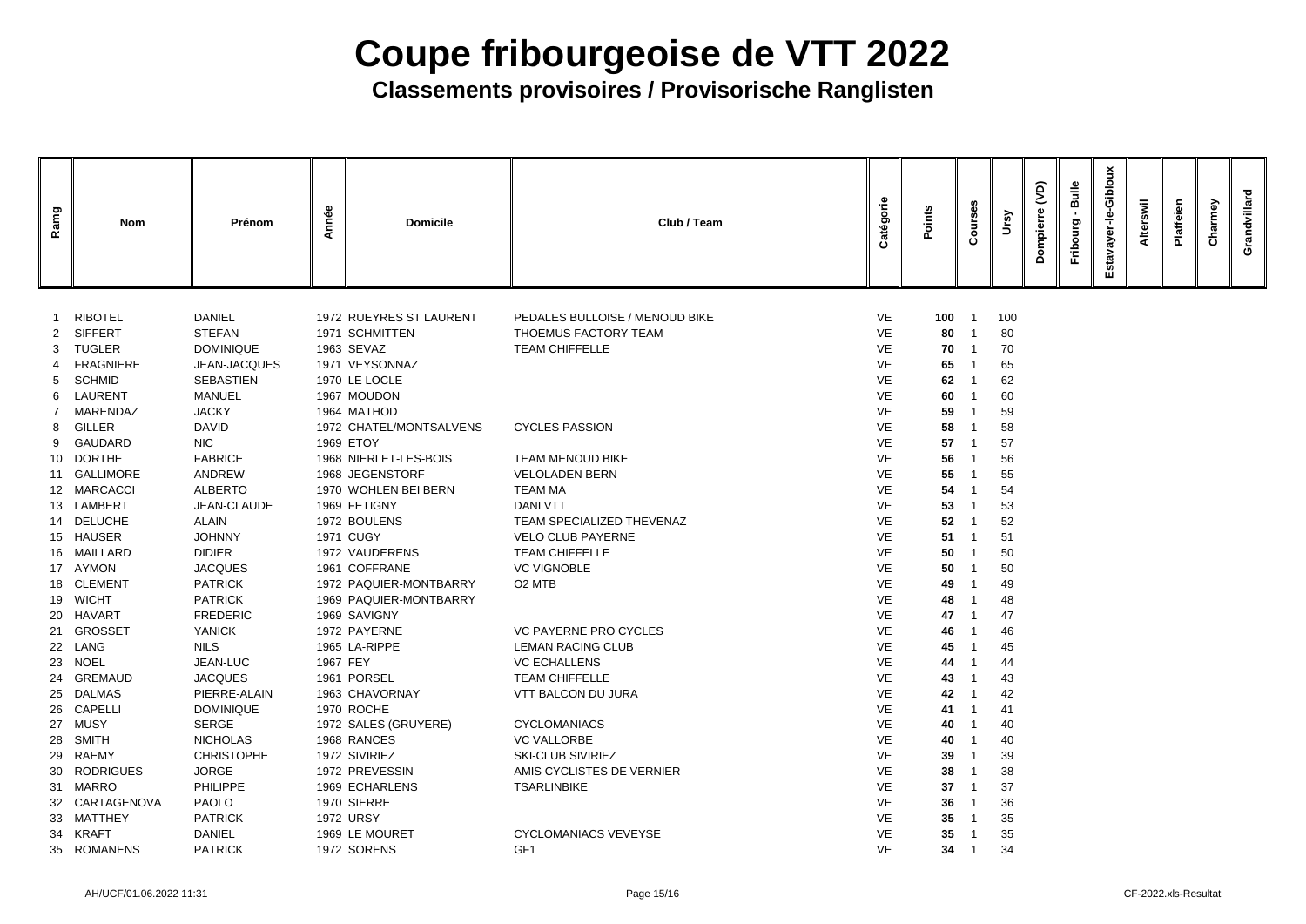# Coupe fribourgeoise de VTT 2022

## Classements provisoires / Provisorische Ranglisten

| Ramg | Nom | Prénom | Année | Domicile | Club / Team | Catégorie | Points | Courses | Ursy | Dompierre (VD) | Fribourg - Bulle | Estavayer-le-Gibloux | Alterswil | Plaffeien | Charmey | Grandvillard |
|---|---|---|---|---|---|---|---|---|---|---|---|---|---|---|---|---|
| 1 | RIBOTEL | DANIEL | 1972 | RUEYRES ST LAURENT | PEDALES BULLOISE / MENOUD BIKE | VE | **100** | 1 | 100 | | | | | | | |
| 2 | SIFFERT | STEFAN | 1971 | SCHMITTEN | THOEMUS FACTORY TEAM | VE | **80** | 1 | 80 | | | | | | | |
| 3 | TUGLER | DOMINIQUE | 1963 | SEVAZ | TEAM CHIFFELLE | VE | **70** | 1 | 70 | | | | | | | |
| 4 | FRAGNIERE | JEAN-JACQUES | 1971 | VEYSONNAZ | | VE | **65** | 1 | 65 | | | | | | | |
| 5 | SCHMID | SEBASTIEN | 1970 | LE LOCLE | | VE | **62** | 1 | 62 | | | | | | | |
| 6 | LAURENT | MANUEL | 1967 | MOUDON | | VE | **60** | 1 | 60 | | | | | | | |
| 7 | MARENDAZ | JACKY | 1964 | MATHOD | | VE | **59** | 1 | 59 | | | | | | | |
| 8 | GILLER | DAVID | 1972 | CHATEL/MONTSALVENS | CYCLES PASSION | VE | **58** | 1 | 58 | | | | | | | |
| 9 | GAUDARD | NIC | 1969 | ETOY | | VE | **57** | 1 | 57 | | | | | | | |
| 10 | DORTHE | FABRICE | 1968 | NIERLET-LES-BOIS | TEAM MENOUD BIKE | VE | **56** | 1 | 56 | | | | | | | |
| 11 | GALLIMORE | ANDREW | 1968 | JEGENSTORF | VELOLADEN BERN | VE | **55** | 1 | 55 | | | | | | | |
| 12 | MARCACCI | ALBERTO | 1970 | WOHLEN BEI BERN | TEAM MA | VE | **54** | 1 | 54 | | | | | | | |
| 13 | LAMBERT | JEAN-CLAUDE | 1969 | FETIGNY | DANI VTT | VE | **53** | 1 | 53 | | | | | | | |
| 14 | DELUCHE | ALAIN | 1972 | BOULENS | TEAM SPECIALIZED THEVENAZ | VE | **52** | 1 | 52 | | | | | | | |
| 15 | HAUSER | JOHNNY | 1971 | CUGY | VELO CLUB PAYERNE | VE | **51** | 1 | 51 | | | | | | | |
| 16 | MAILLARD | DIDIER | 1972 | VAUDERENS | TEAM CHIFFELLE | VE | **50** | 1 | 50 | | | | | | | |
| 17 | AYMON | JACQUES | 1961 | COFFRANE | VC VIGNOBLE | VE | **50** | 1 | 50 | | | | | | | |
| 18 | CLEMENT | PATRICK | 1972 | PAQUIER-MONTBARRY | O2 MTB | VE | **49** | 1 | 49 | | | | | | | |
| 19 | WICHT | PATRICK | 1969 | PAQUIER-MONTBARRY | | VE | **48** | 1 | 48 | | | | | | | |
| 20 | HAVART | FREDERIC | 1969 | SAVIGNY | | VE | **47** | 1 | 47 | | | | | | | |
| 21 | GROSSET | YANICK | 1972 | PAYERNE | VC PAYERNE PRO CYCLES | VE | **46** | 1 | 46 | | | | | | | |
| 22 | LANG | NILS | 1965 | LA-RIPPE | LEMAN RACING CLUB | VE | **45** | 1 | 45 | | | | | | | |
| 23 | NOEL | JEAN-LUC | 1967 | FEY | VC ECHALLENS | VE | **44** | 1 | 44 | | | | | | | |
| 24 | GREMAUD | JACQUES | 1961 | PORSEL | TEAM CHIFFELLE | VE | **43** | 1 | 43 | | | | | | | |
| 25 | DALMAS | PIERRE-ALAIN | 1963 | CHAVORNAY | VTT BALCON DU JURA | VE | **42** | 1 | 42 | | | | | | | |
| 26 | CAPELLI | DOMINIQUE | 1970 | ROCHE | | VE | **41** | 1 | 41 | | | | | | | |
| 27 | MUSY | SERGE | 1972 | SALES (GRUYERE) | CYCLOMANIACS | VE | **40** | 1 | 40 | | | | | | | |
| 28 | SMITH | NICHOLAS | 1968 | RANCES | VC VALLORBE | VE | **40** | 1 | 40 | | | | | | | |
| 29 | RAEMY | CHRISTOPHE | 1972 | SIVIRIEZ | SKI-CLUB SIVIRIEZ | VE | **39** | 1 | 39 | | | | | | | |
| 30 | RODRIGUES | JORGE | 1972 | PREVESSIN | AMIS CYCLISTES DE VERNIER | VE | **38** | 1 | 38 | | | | | | | |
| 31 | MARRO | PHILIPPE | 1969 | ECHARLENS | TSARLINBIKE | VE | **37** | 1 | 37 | | | | | | | |
| 32 | CARTAGENOVA | PAOLO | 1970 | SIERRE | | VE | **36** | 1 | 36 | | | | | | | |
| 33 | MATTHEY | PATRICK | 1972 | URSY | | VE | **35** | 1 | 35 | | | | | | | |
| 34 | KRAFT | DANIEL | 1969 | LE MOURET | CYCLOMANIACS VEVEYSE | VE | **35** | 1 | 35 | | | | | | | |
| 35 | ROMANENS | PATRICK | 1972 | SORENS | GF1 | VE | **34** | 1 | 34 | | | | | | | |

AH/UCF/01.06.2022 11:31 CF-2022.xls-Resultat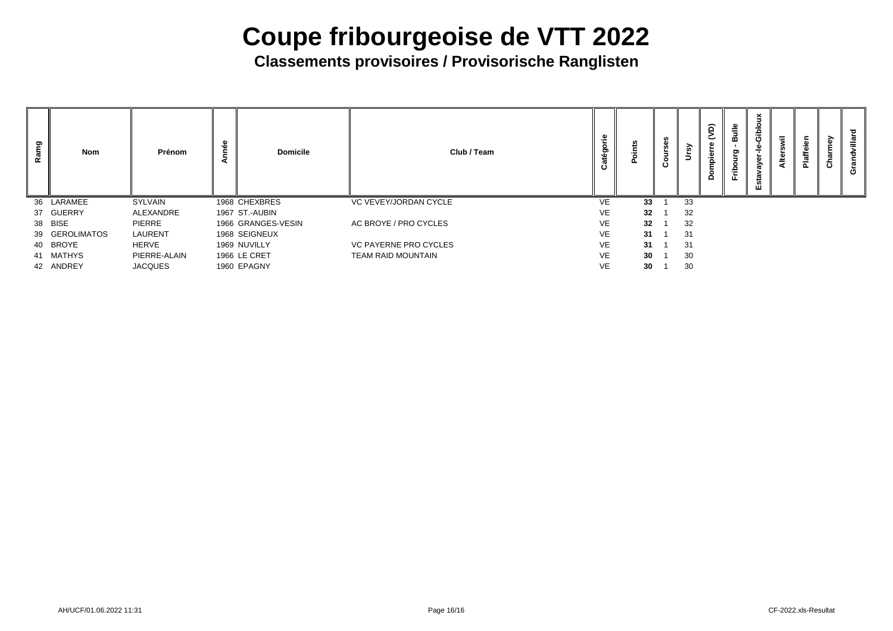# Coupe fribourgeoise de VTT 2022

## Classements provisoires / Provisorische Ranglisten

| Ramg | Nom | Prénom | Année | Domicile | Club / Team | Catégorie | Points | Courses | Ursy | Dompierre (VD) | Fribourg - Bulle | Estavayer-le-Gibloux | Alterswil | Plaffeien | Charmey | Grandvillard |
|---|---|---|---|---|---|---|---|---|---|---|---|---|---|---|---|---|
| 36 | LARAMEE | SYLVAIN | 1968 | CHEXBRES | VC VEVEY/JORDAN CYCLE | VE | **33** | 1 | 33 | | | | | | | |
| 37 | GUERRY | ALEXANDRE | 1967 | ST.-AUBIN | | VE | **32** | 1 | 32 | | | | | | | |
| 38 | BISE | PIERRE | 1966 | GRANGES-VESIN | AC BROYE / PRO CYCLES | VE | **32** | 1 | 32 | | | | | | | |
| 39 | GEROLIMATOS | LAURENT | 1968 | SEIGNEUX | | VE | **31** | 1 | 31 | | | | | | | |
| 40 | BROYE | HERVE | 1969 | NUVILLY | VC PAYERNE PRO CYCLES | VE | **31** | 1 | 31 | | | | | | | |
| 41 | MATHYS | PIERRE-ALAIN | 1966 | LE CRET | TEAM RAID MOUNTAIN | VE | **30** | 1 | 30 | | | | | | | |
| 42 | ANDREY | JACQUES | 1960 | EPAGNY | | VE | **30** | 1 | 30 | | | | | | | |

AH/UCF/01.06.2022 11:31 CF-2022.xls-Resultat